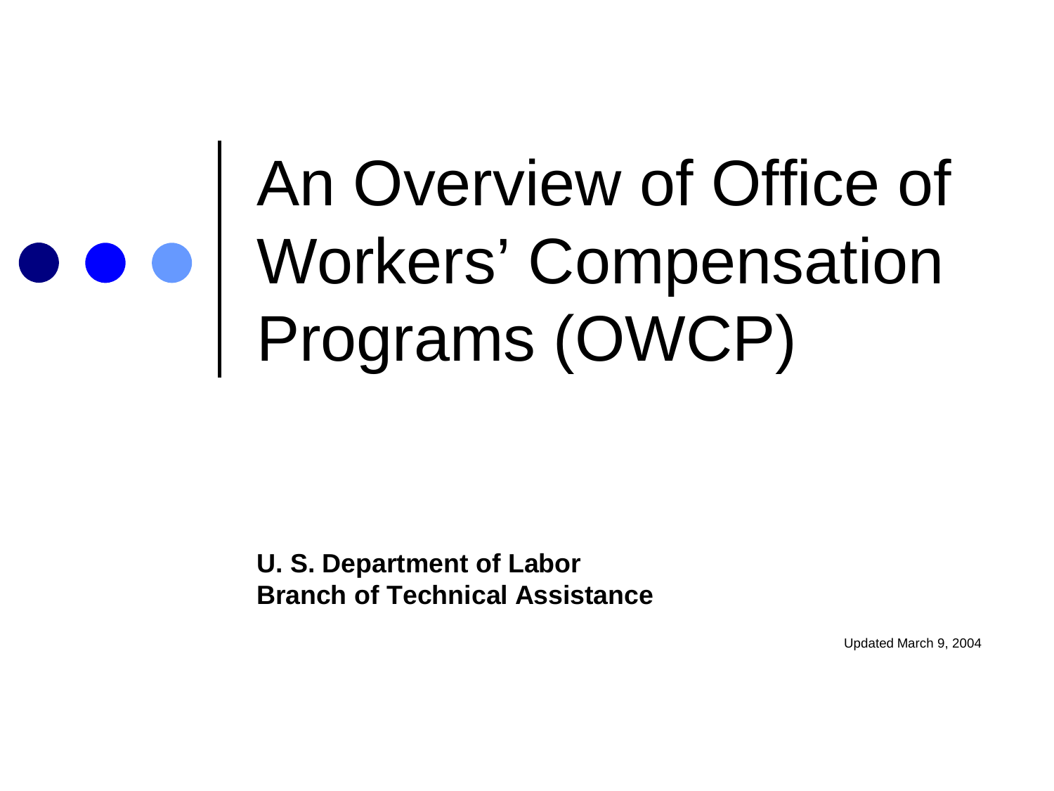# An Overview of Office of Workers' Compensation Programs (OWCP)

**U. S. Department of Labor**
**Branch of Technical Assistance**

Updated March 9, 2004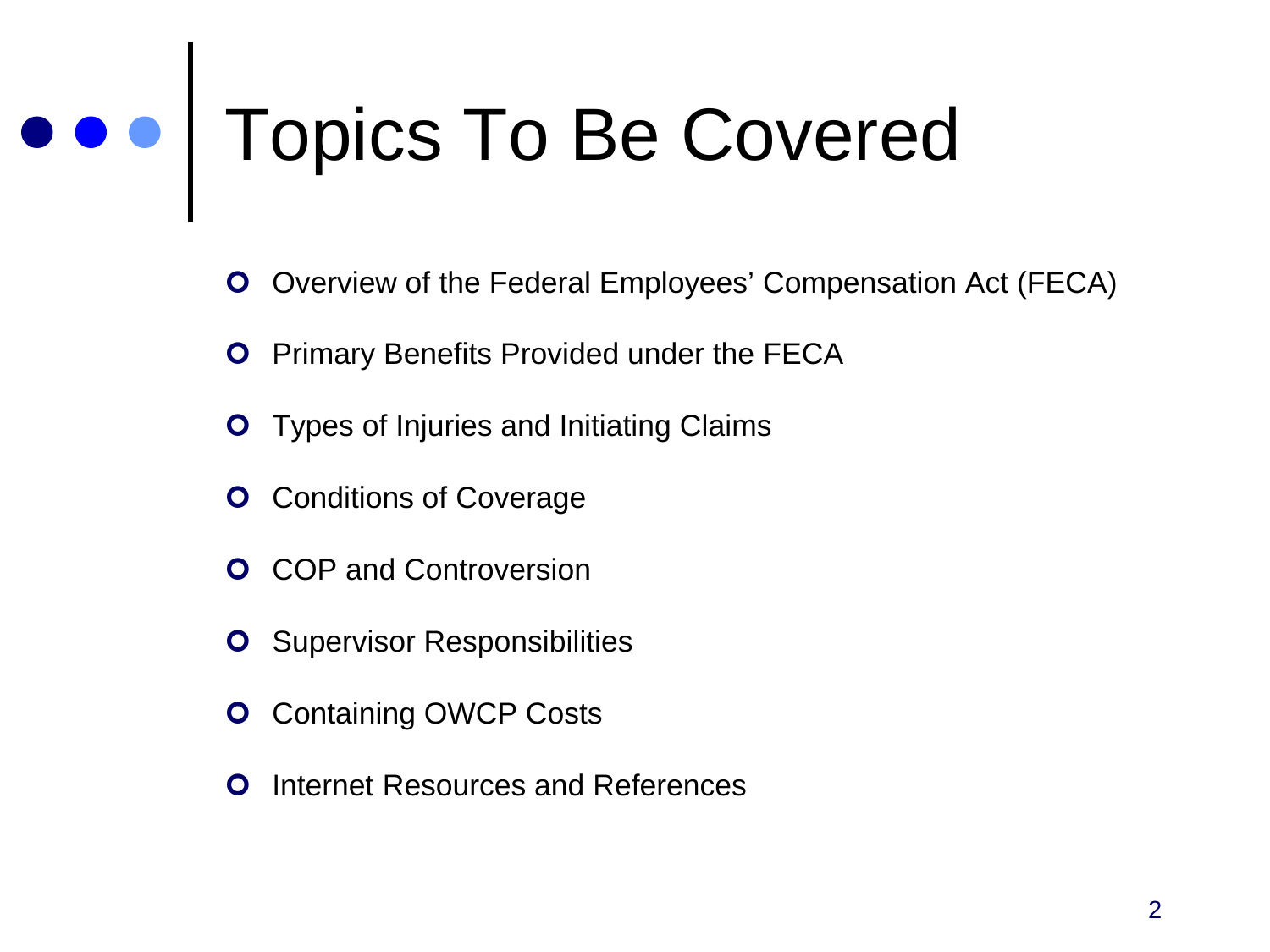# Topics To Be Covered

- Overview of the Federal Employees' Compensation Act (FECA)
- Primary Benefits Provided under the FECA
- Types of Injuries and Initiating Claims
- Conditions of Coverage
- COP and Controversion
- Supervisor Responsibilities
- Containing OWCP Costs
- Internet Resources and References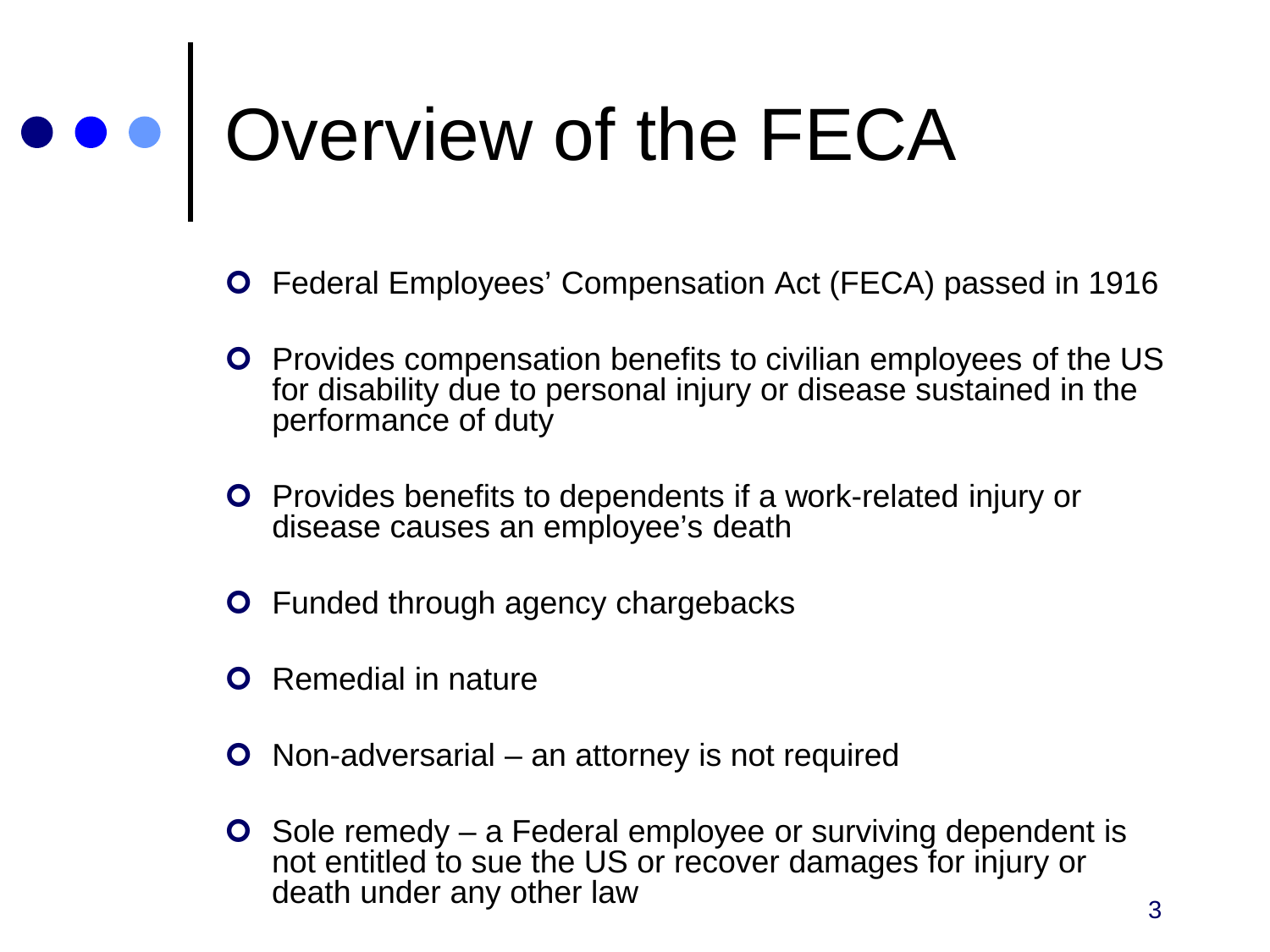# Overview of the FECA

- Federal Employees’ Compensation Act (FECA) passed in 1916
- Provides compensation benefits to civilian employees of the US for disability due to personal injury or disease sustained in the performance of duty
- Provides benefits to dependents if a work-related injury or disease causes an employee’s death
- Funded through agency chargebacks
- Remedial in nature
- Non-adversarial – an attorney is not required
- Sole remedy – a Federal employee or surviving dependent is not entitled to sue the US or recover damages for injury or death under any other law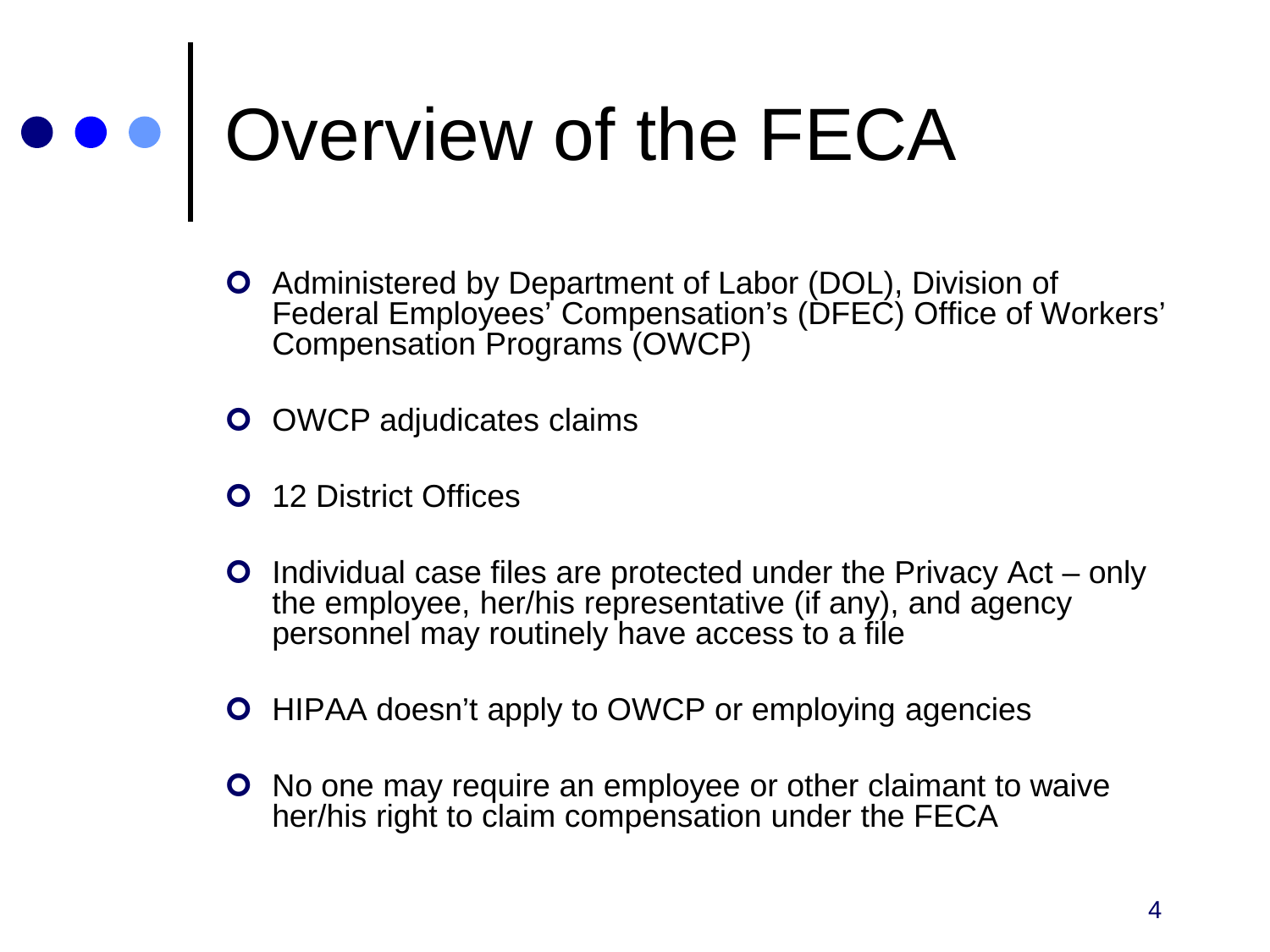# Overview of the FECA

- Administered by Department of Labor (DOL), Division of Federal Employees' Compensation's (DFEC) Office of Workers' Compensation Programs (OWCP)
- OWCP adjudicates claims
- 12 District Offices
- Individual case files are protected under the Privacy Act – only the employee, her/his representative (if any), and agency personnel may routinely have access to a file
- HIPAA doesn't apply to OWCP or employing agencies
- No one may require an employee or other claimant to waive her/his right to claim compensation under the FECA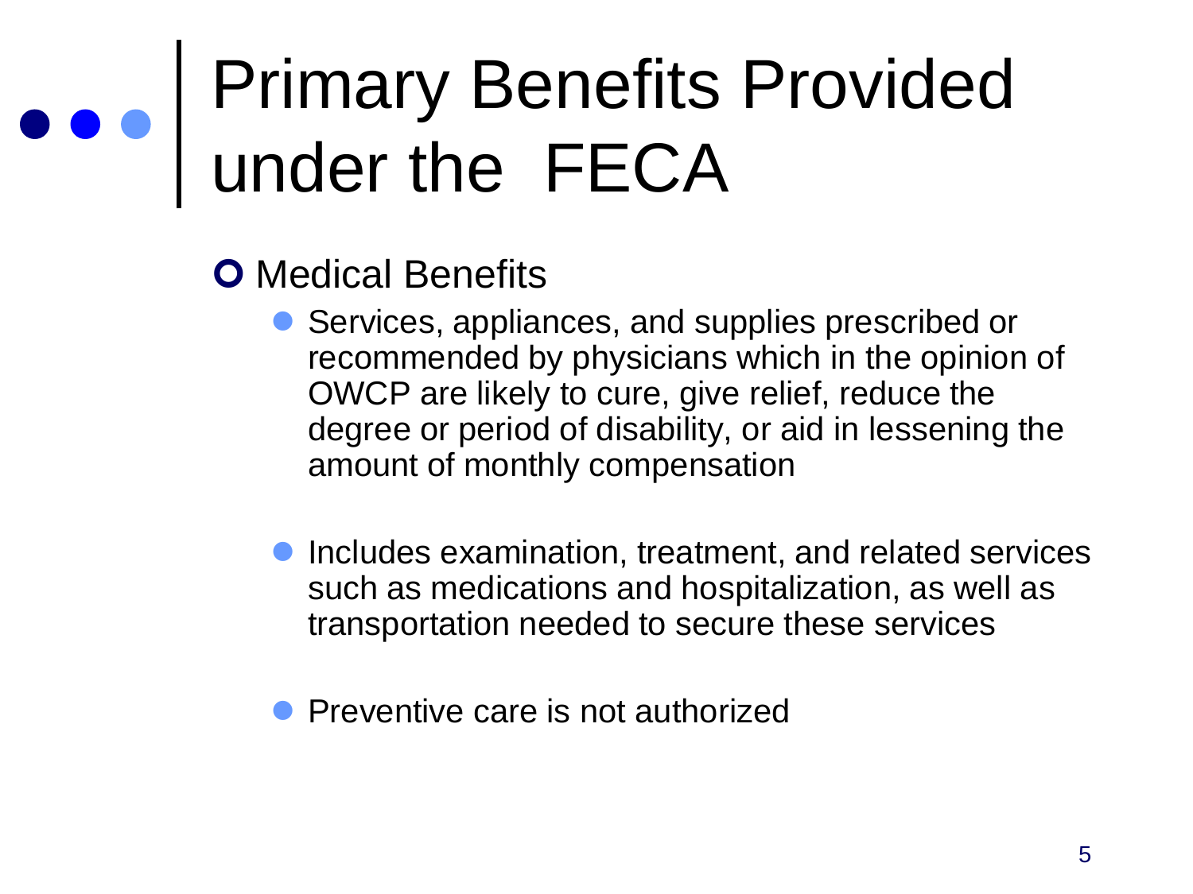# Primary Benefits Provided under the FECA

- Medical Benefits
  - Services, appliances, and supplies prescribed or recommended by physicians which in the opinion of OWCP are likely to cure, give relief, reduce the degree or period of disability, or aid in lessening the amount of monthly compensation
  - Includes examination, treatment, and related services such as medications and hospitalization, as well as transportation needed to secure these services
  - Preventive care is not authorized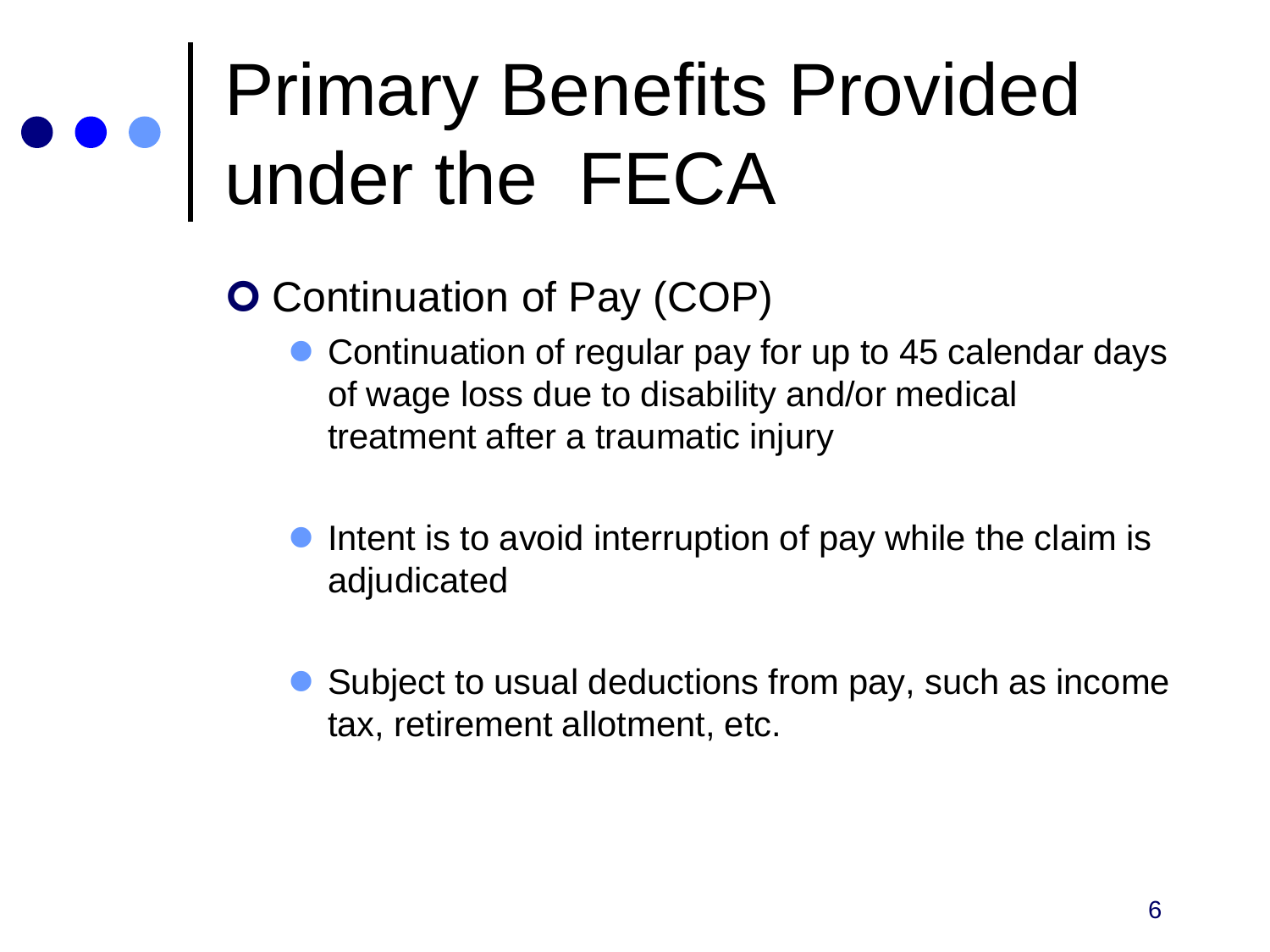# Primary Benefits Provided under the FECA

- Continuation of Pay (COP)
  - Continuation of regular pay for up to 45 calendar days of wage loss due to disability and/or medical treatment after a traumatic injury
  - Intent is to avoid interruption of pay while the claim is adjudicated
  - Subject to usual deductions from pay, such as income tax, retirement allotment, etc.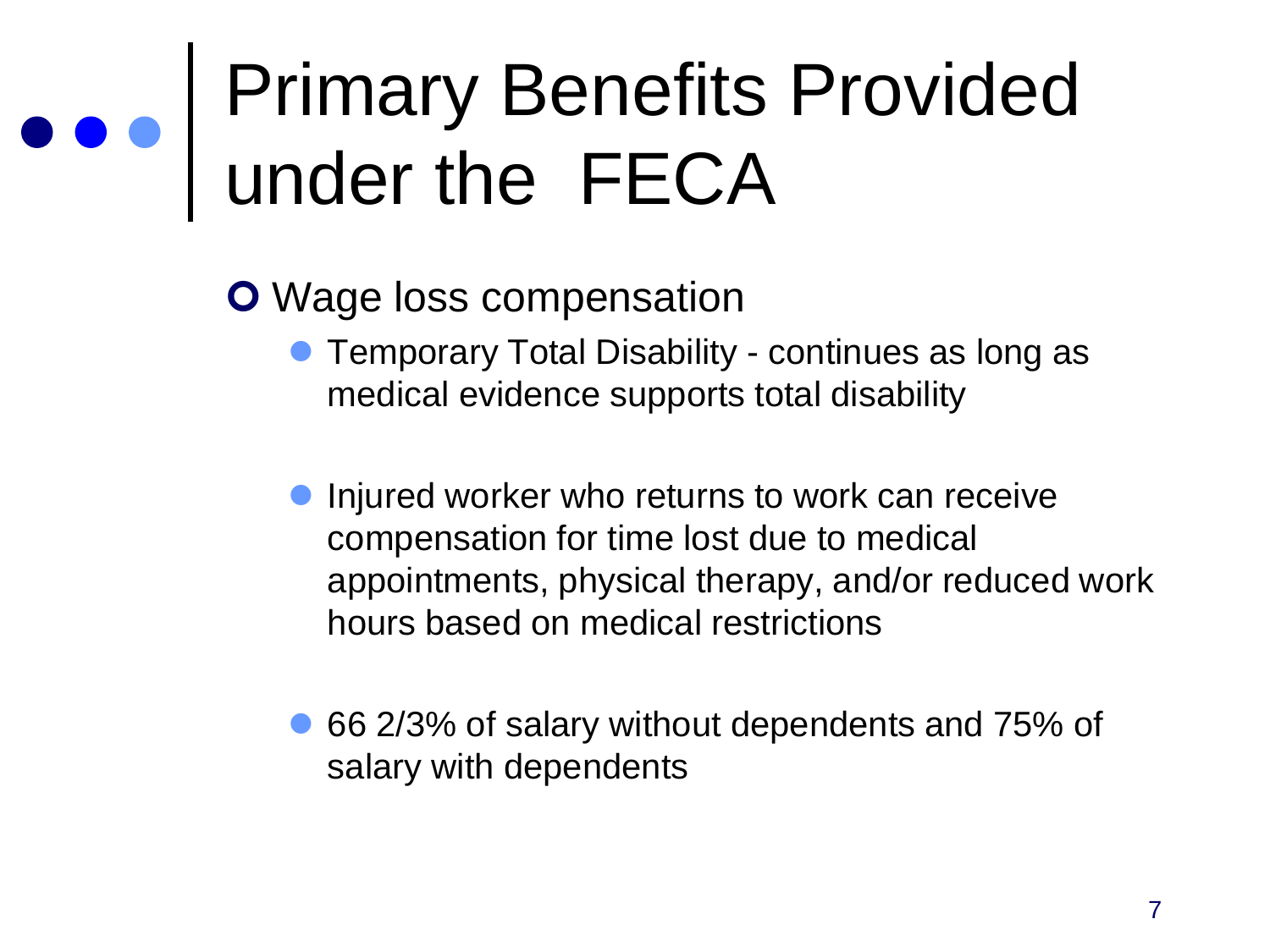# Primary Benefits Provided under the FECA

- Wage loss compensation
  - Temporary Total Disability - continues as long as medical evidence supports total disability
  - Injured worker who returns to work can receive compensation for time lost due to medical appointments, physical therapy, and/or reduced work hours based on medical restrictions
  - 66 2/3% of salary without dependents and 75% of salary with dependents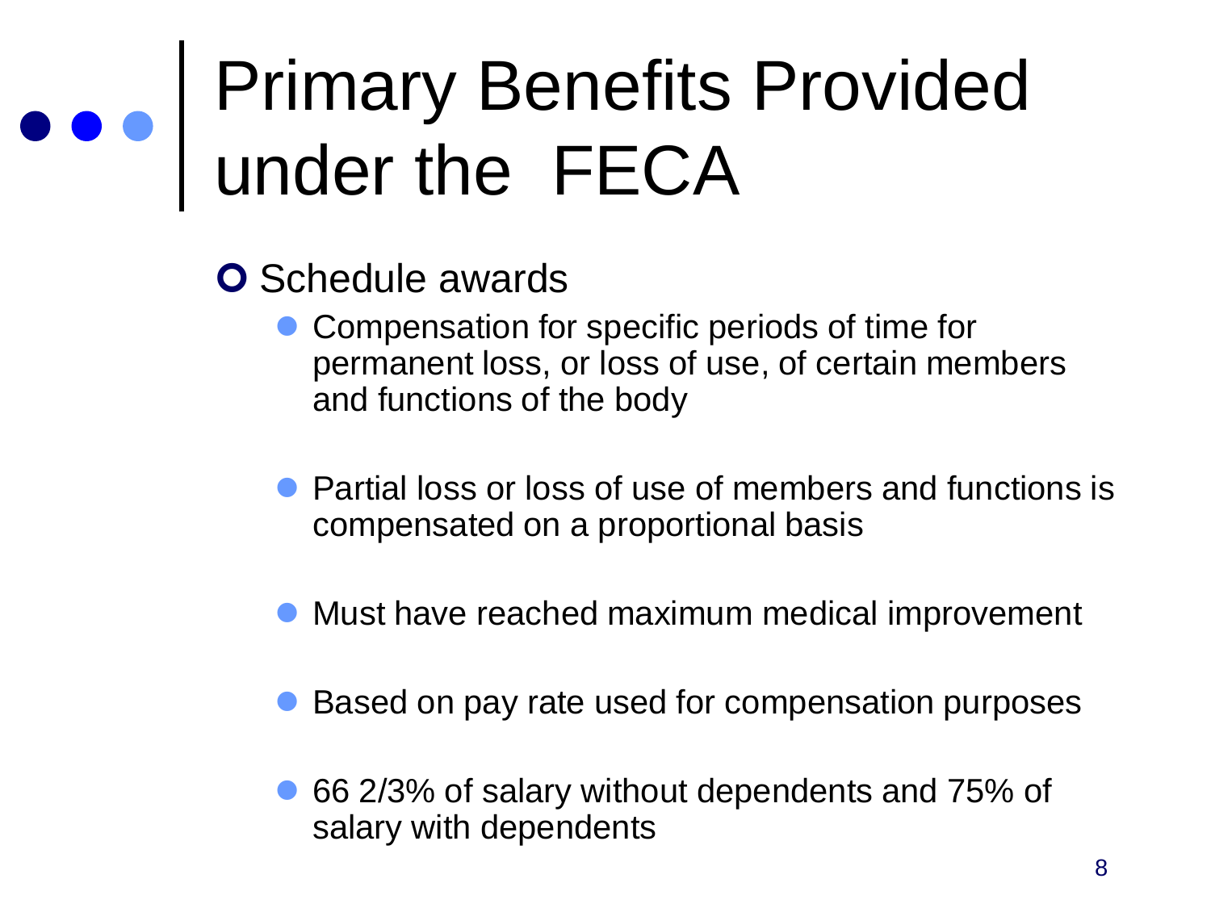# Primary Benefits Provided under the FECA

- Schedule awards
  - Compensation for specific periods of time for permanent loss, or loss of use, of certain members and functions of the body
  - Partial loss or loss of use of members and functions is compensated on a proportional basis
  - Must have reached maximum medical improvement
  - Based on pay rate used for compensation purposes
  - 66 2/3% of salary without dependents and 75% of salary with dependents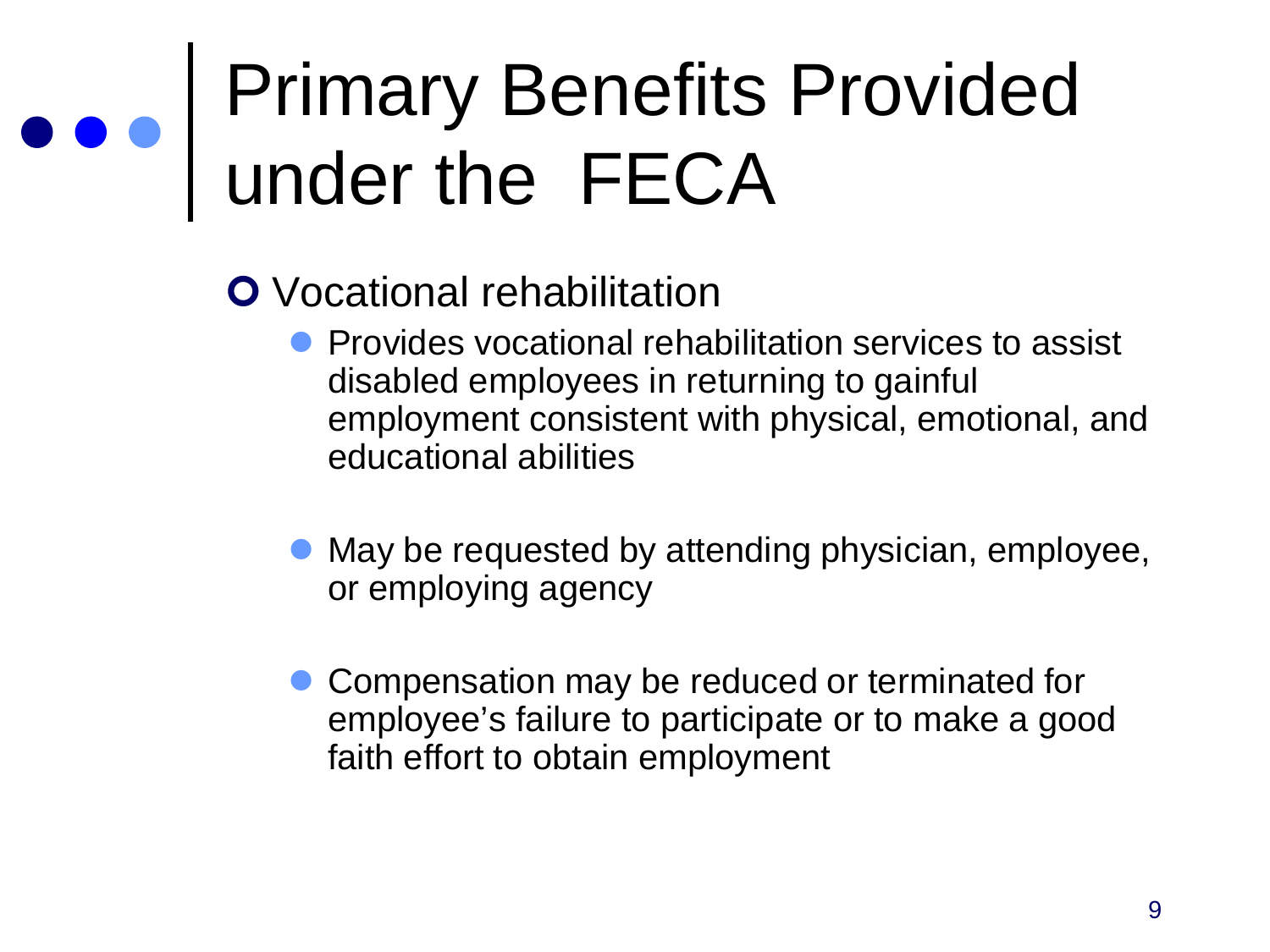# Primary Benefits Provided under the FECA

- Vocational rehabilitation
  - Provides vocational rehabilitation services to assist disabled employees in returning to gainful employment consistent with physical, emotional, and educational abilities
  - May be requested by attending physician, employee, or employing agency
  - Compensation may be reduced or terminated for employee's failure to participate or to make a good faith effort to obtain employment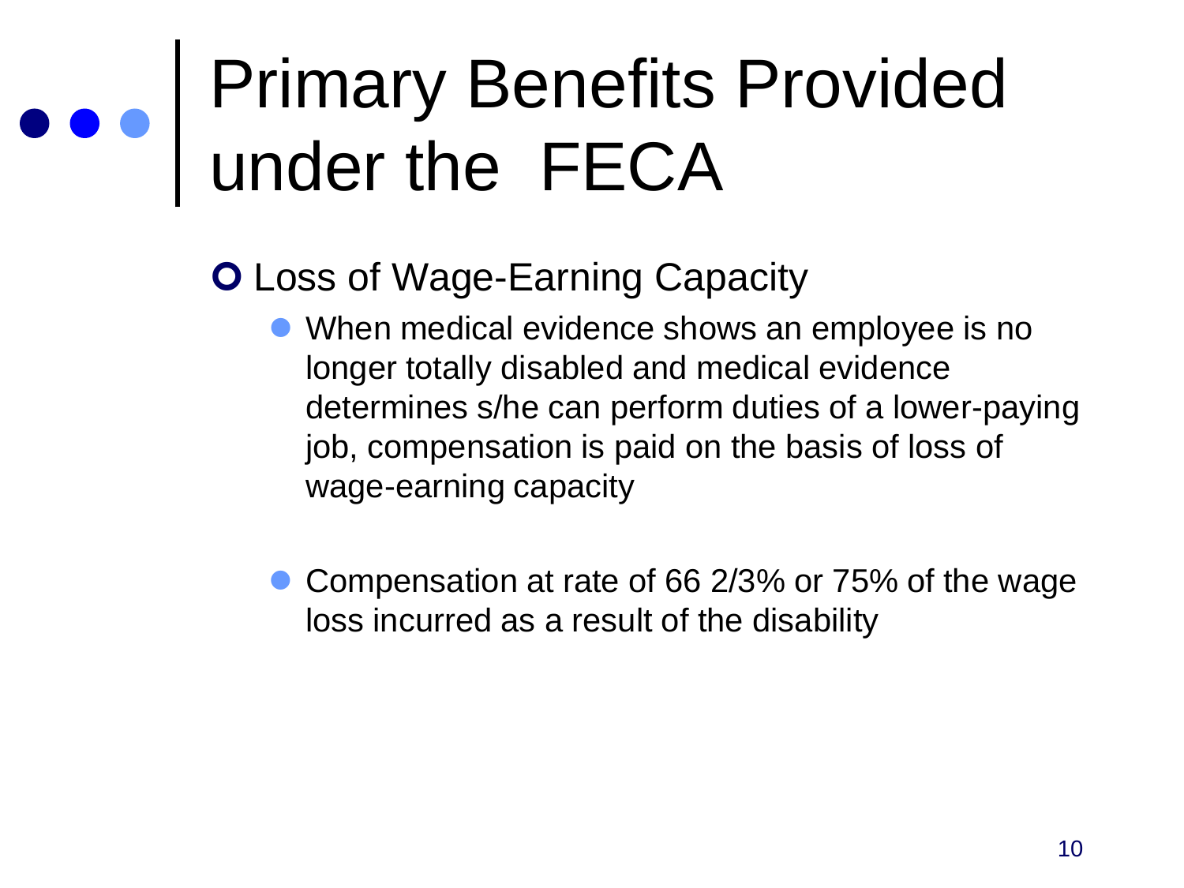# Primary Benefits Provided under the FECA

- Loss of Wage-Earning Capacity
  - When medical evidence shows an employee is no longer totally disabled and medical evidence determines s/he can perform duties of a lower-paying job, compensation is paid on the basis of loss of wage-earning capacity
  - Compensation at rate of 66 2/3% or 75% of the wage loss incurred as a result of the disability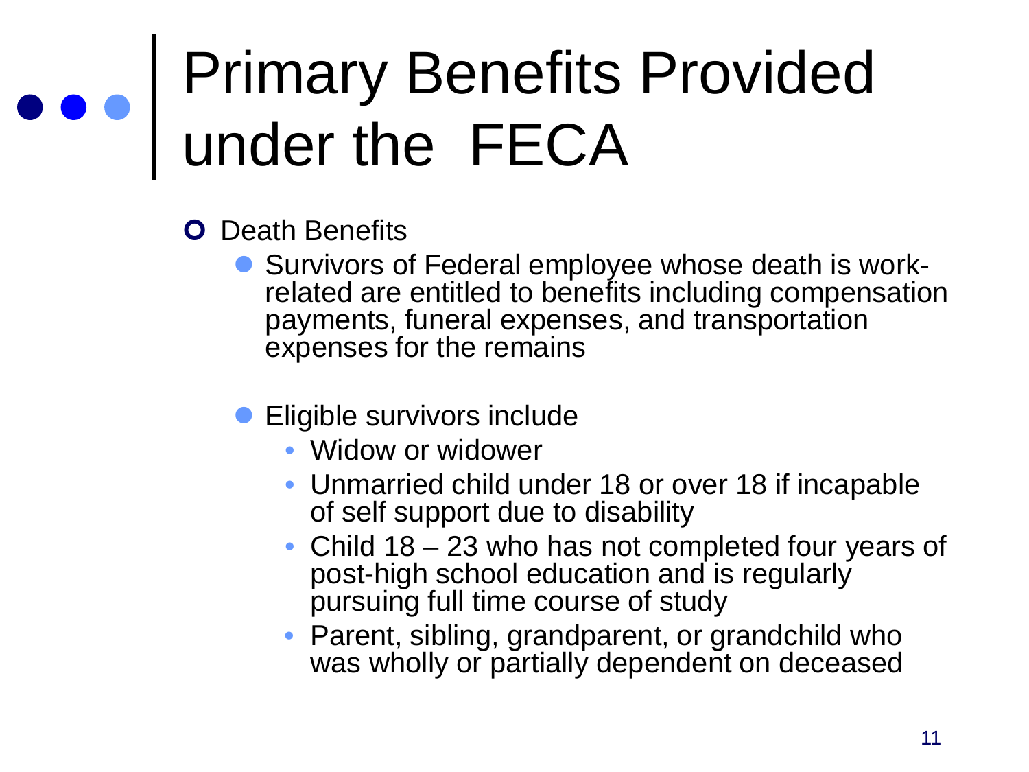# Primary Benefits Provided under the FECA

- Death Benefits
  - Survivors of Federal employee whose death is work-related are entitled to benefits including compensation payments, funeral expenses, and transportation expenses for the remains
  - Eligible survivors include
    - Widow or widower
    - Unmarried child under 18 or over 18 if incapable of self support due to disability
    - Child 18 – 23 who has not completed four years of post-high school education and is regularly pursuing full time course of study
    - Parent, sibling, grandparent, or grandchild who was wholly or partially dependent on deceased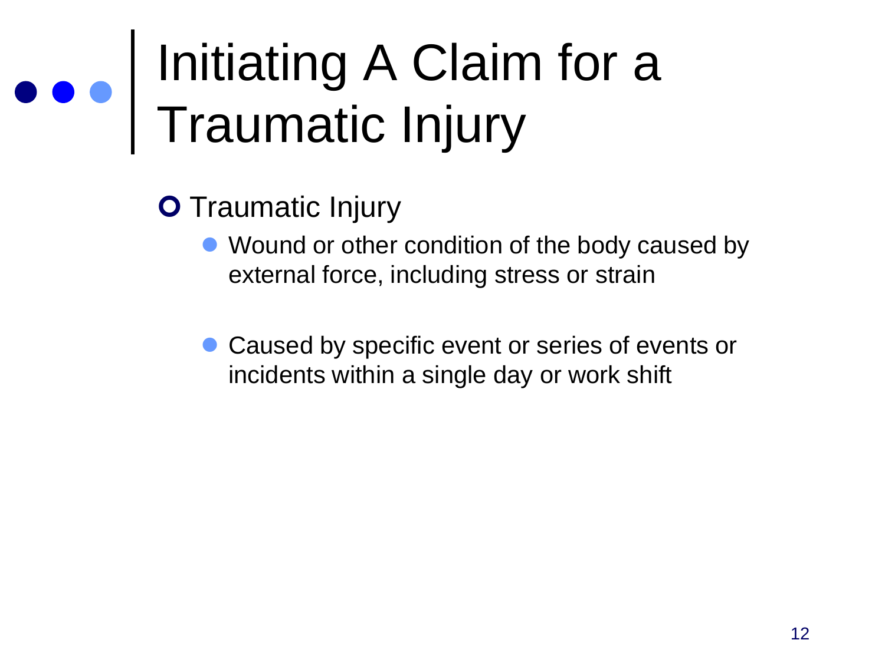# Initiating A Claim for a Traumatic Injury

- Traumatic Injury
  - Wound or other condition of the body caused by external force, including stress or strain
  - Caused by specific event or series of events or incidents within a single day or work shift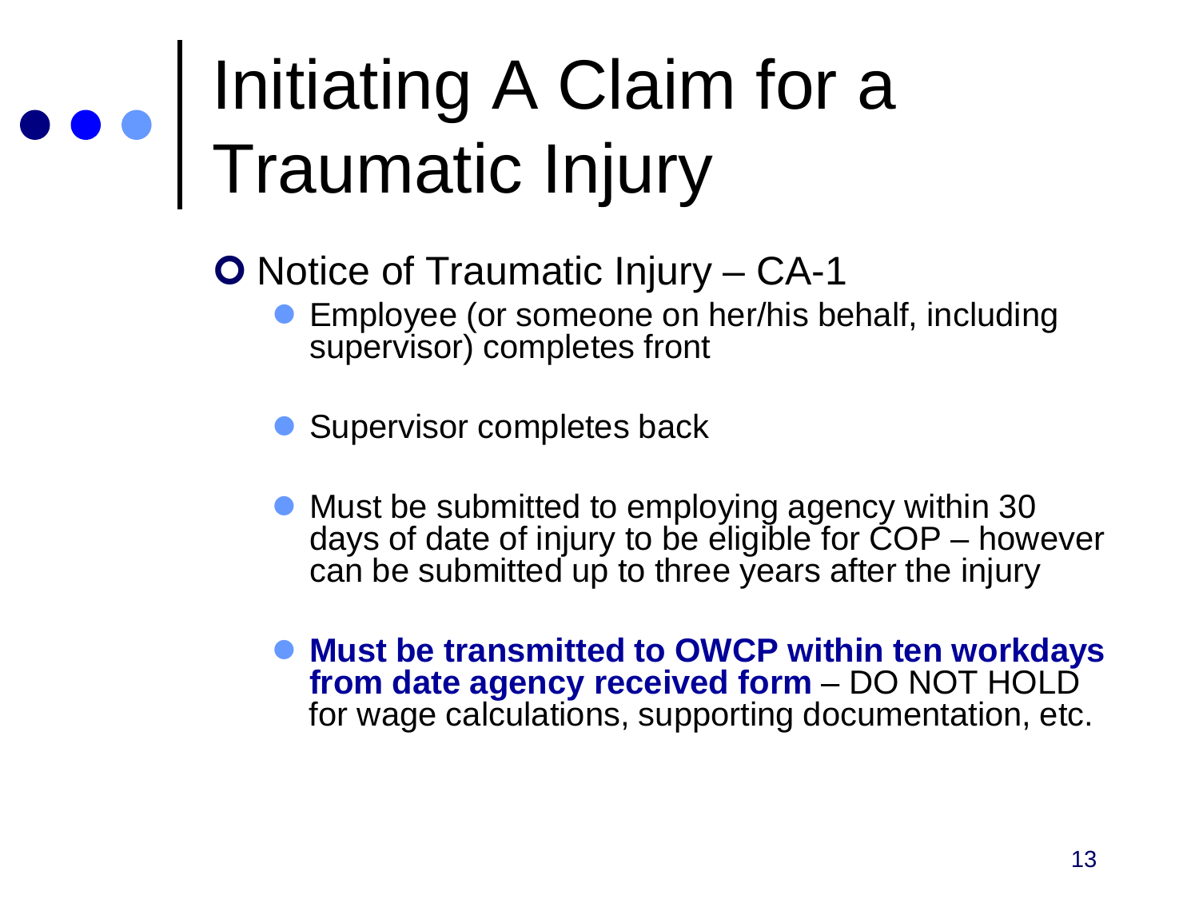# Initiating A Claim for a Traumatic Injury

- Notice of Traumatic Injury – CA-1
  - Employee (or someone on her/his behalf, including supervisor) completes front
  - Supervisor completes back
  - Must be submitted to employing agency within 30 days of date of injury to be eligible for COP – however can be submitted up to three years after the injury
  - **Must be transmitted to OWCP within ten workdays from date agency received form** – DO NOT HOLD for wage calculations, supporting documentation, etc.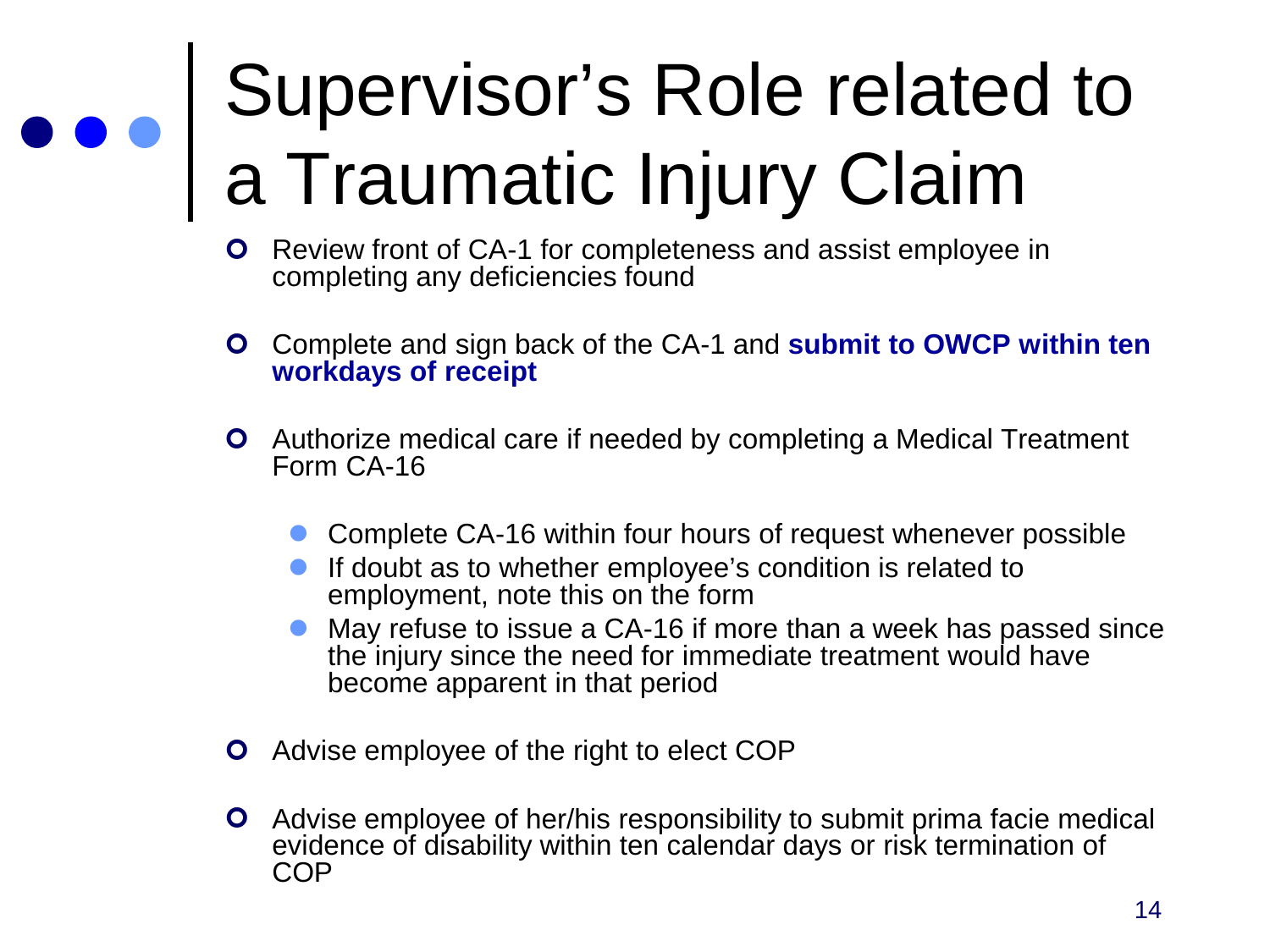# Supervisor's Role related to a Traumatic Injury Claim

- Review front of CA-1 for completeness and assist employee in completing any deficiencies found
- Complete and sign back of the CA-1 and **submit to OWCP within ten workdays of receipt**
- Authorize medical care if needed by completing a Medical Treatment Form CA-16
  - Complete CA-16 within four hours of request whenever possible
  - If doubt as to whether employee's condition is related to employment, note this on the form
  - May refuse to issue a CA-16 if more than a week has passed since the injury since the need for immediate treatment would have become apparent in that period
- Advise employee of the right to elect COP
- Advise employee of her/his responsibility to submit prima facie medical evidence of disability within ten calendar days or risk termination of COP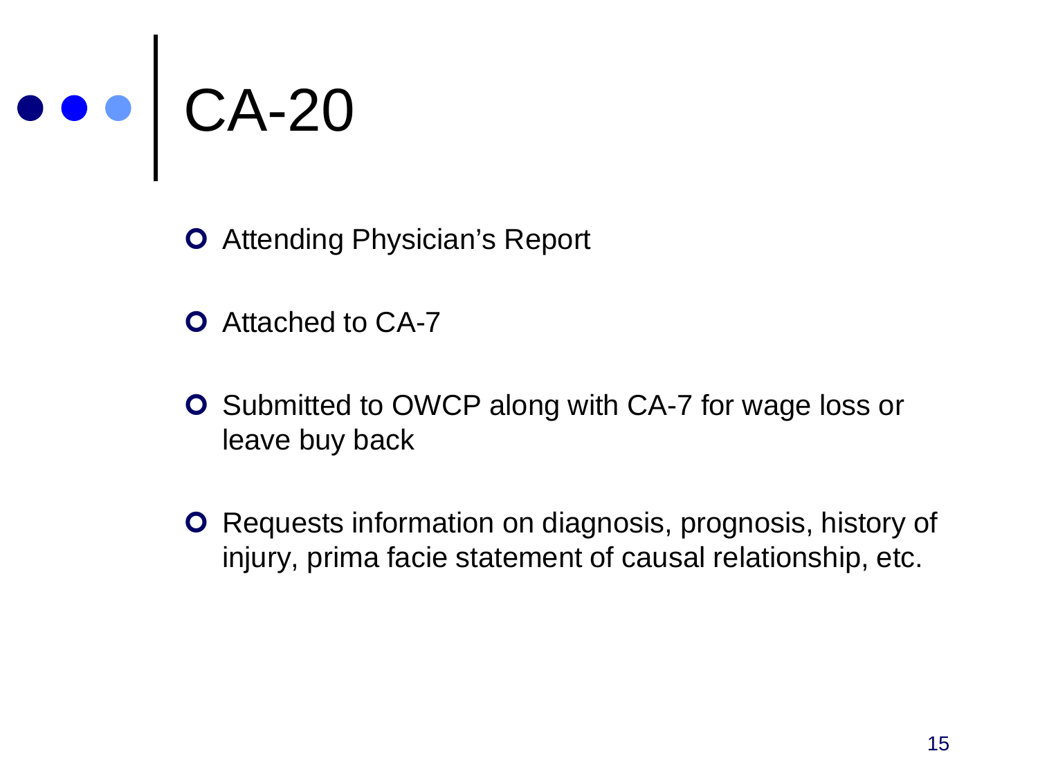# CA-20

- Attending Physician's Report
- Attached to CA-7
- Submitted to OWCP along with CA-7 for wage loss or leave buy back
- Requests information on diagnosis, prognosis, history of injury, prima facie statement of causal relationship, etc.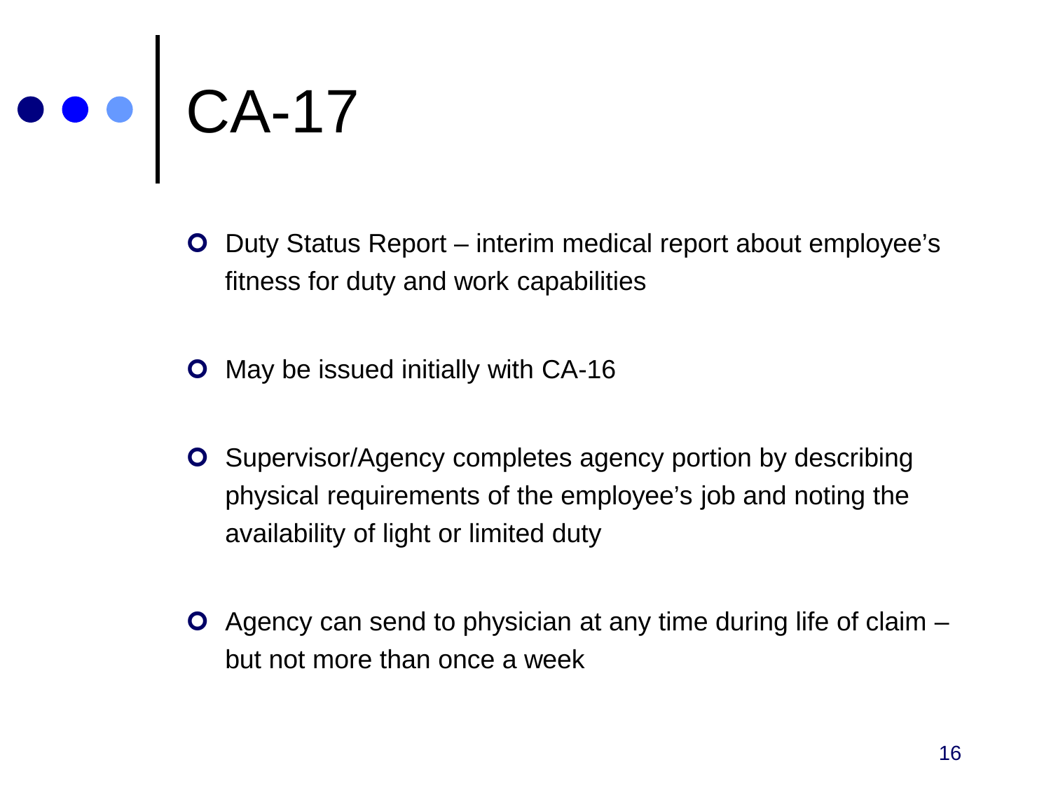# CA-17

- Duty Status Report – interim medical report about employee’s fitness for duty and work capabilities
- May be issued initially with CA-16
- Supervisor/Agency completes agency portion by describing physical requirements of the employee’s job and noting the availability of light or limited duty
- Agency can send to physician at any time during life of claim – but not more than once a week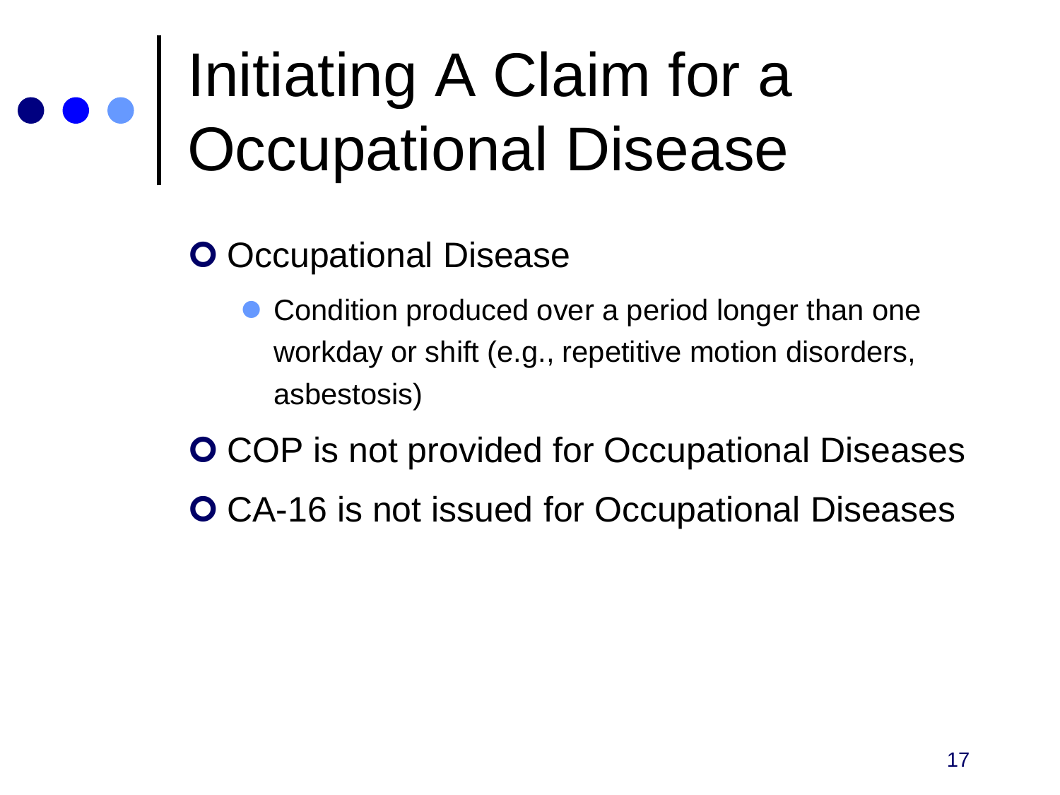# Initiating A Claim for a Occupational Disease

- Occupational Disease
  - Condition produced over a period longer than one workday or shift (e.g., repetitive motion disorders, asbestosis)
- COP is not provided for Occupational Diseases
- CA-16 is not issued for Occupational Diseases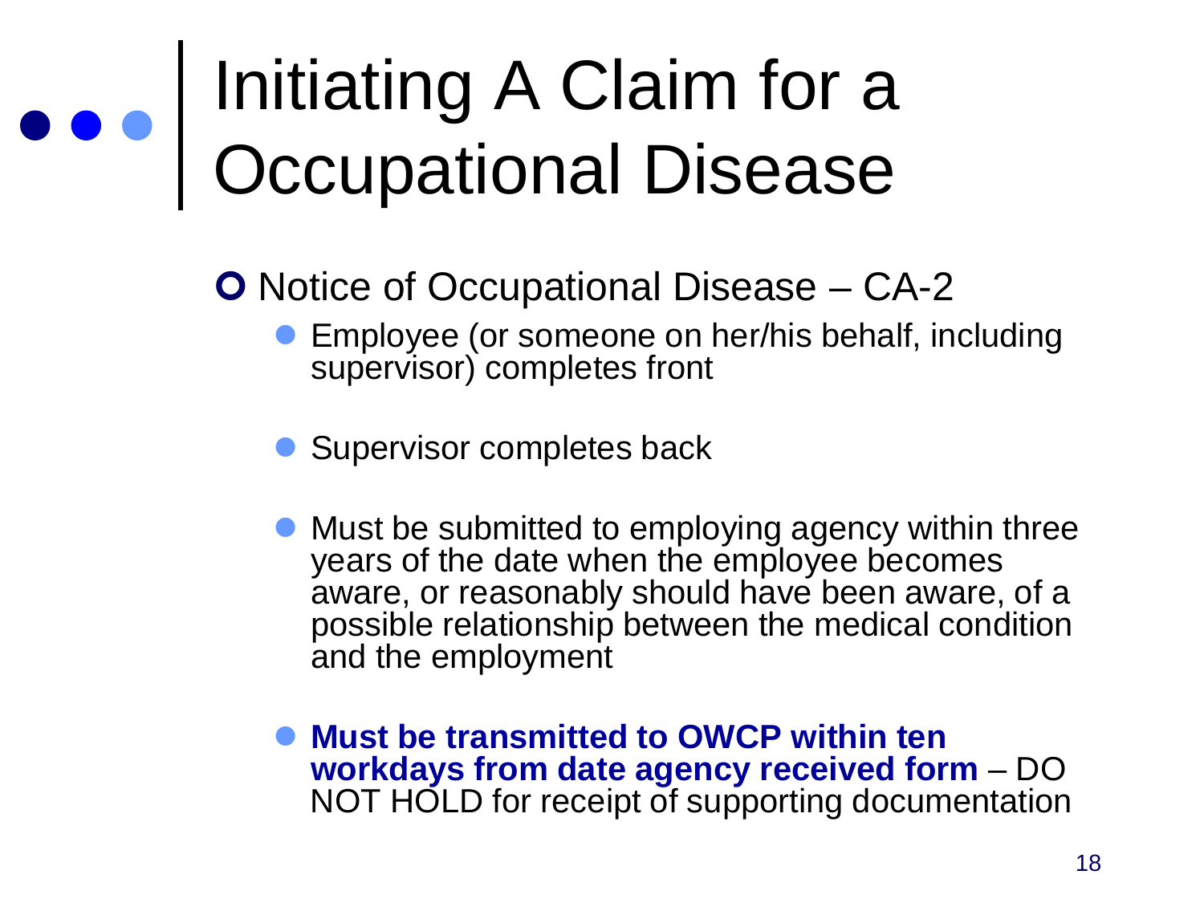# Initiating A Claim for a Occupational Disease

- Notice of Occupational Disease – CA-2
  - Employee (or someone on her/his behalf, including supervisor) completes front
  - Supervisor completes back
  - Must be submitted to employing agency within three years of the date when the employee becomes aware, or reasonably should have been aware, of a possible relationship between the medical condition and the employment
  - **Must be transmitted to OWCP within ten workdays from date agency received form** – DO NOT HOLD for receipt of supporting documentation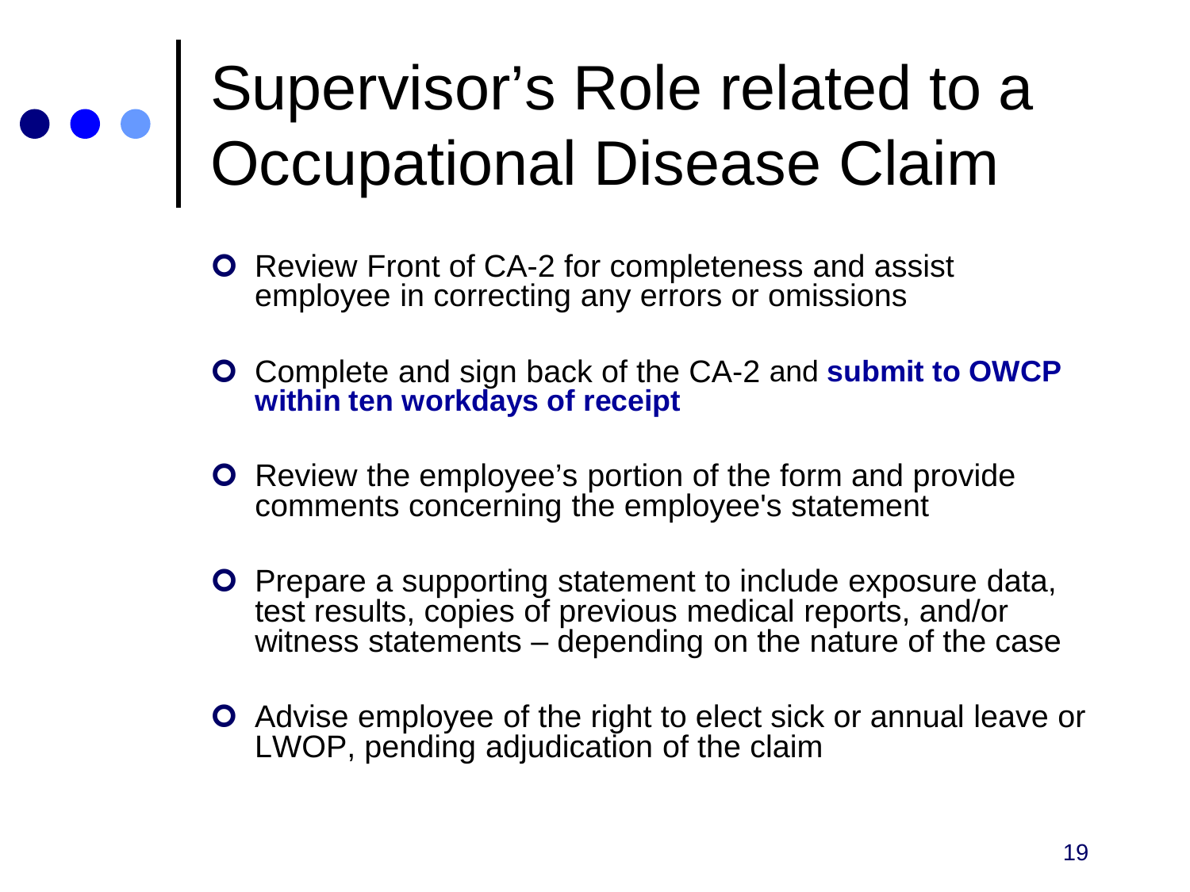# Supervisor's Role related to a Occupational Disease Claim

- Review Front of CA-2 for completeness and assist employee in correcting any errors or omissions
- Complete and sign back of the CA-2 and **submit to OWCP within ten workdays of receipt**
- Review the employee's portion of the form and provide comments concerning the employee's statement
- Prepare a supporting statement to include exposure data, test results, copies of previous medical reports, and/or witness statements – depending on the nature of the case
- Advise employee of the right to elect sick or annual leave or LWOP, pending adjudication of the claim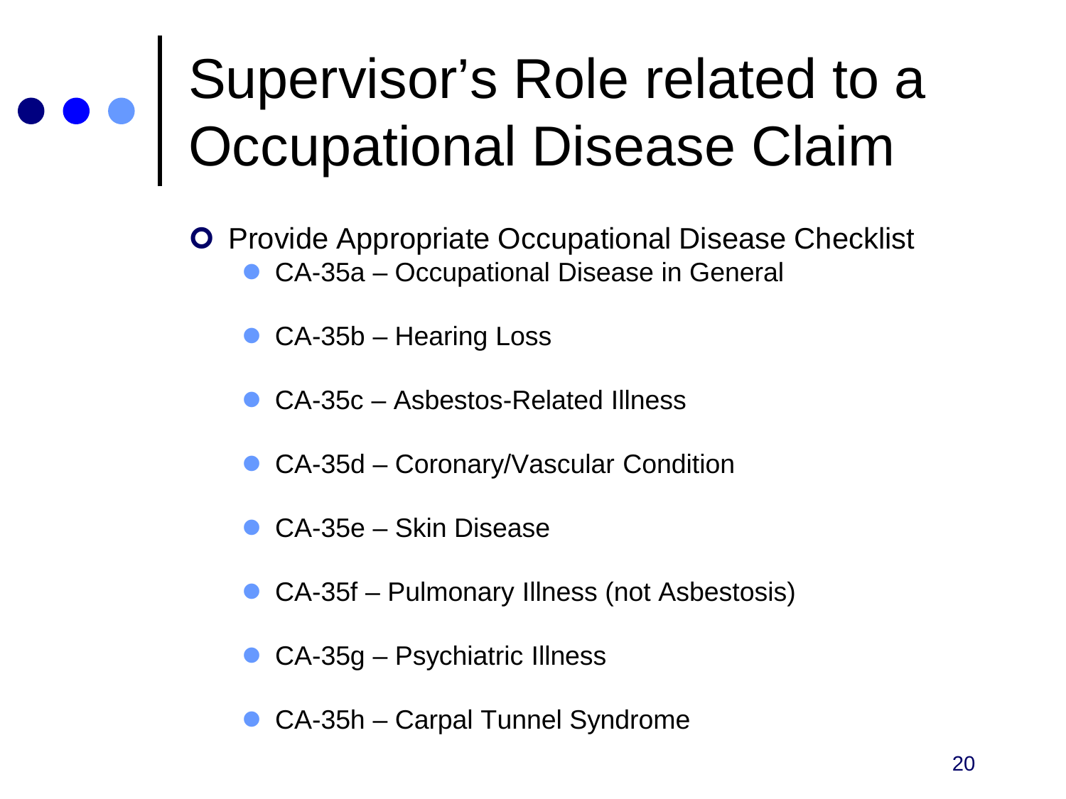# Supervisor's Role related to a Occupational Disease Claim

- Provide Appropriate Occupational Disease Checklist
  - CA-35a – Occupational Disease in General
  - CA-35b – Hearing Loss
  - CA-35c – Asbestos-Related Illness
  - CA-35d – Coronary/Vascular Condition
  - CA-35e – Skin Disease
  - CA-35f – Pulmonary Illness (not Asbestosis)
  - CA-35g – Psychiatric Illness
  - CA-35h – Carpal Tunnel Syndrome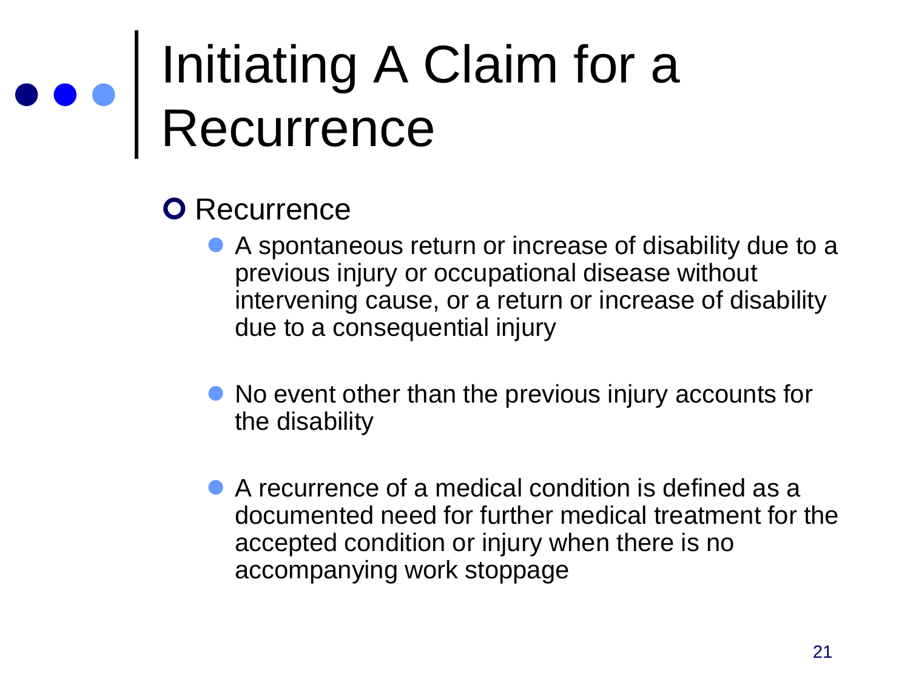# Initiating A Claim for a Recurrence

- Recurrence
  - A spontaneous return or increase of disability due to a previous injury or occupational disease without intervening cause, or a return or increase of disability due to a consequential injury
  - No event other than the previous injury accounts for the disability
  - A recurrence of a medical condition is defined as a documented need for further medical treatment for the accepted condition or injury when there is no accompanying work stoppage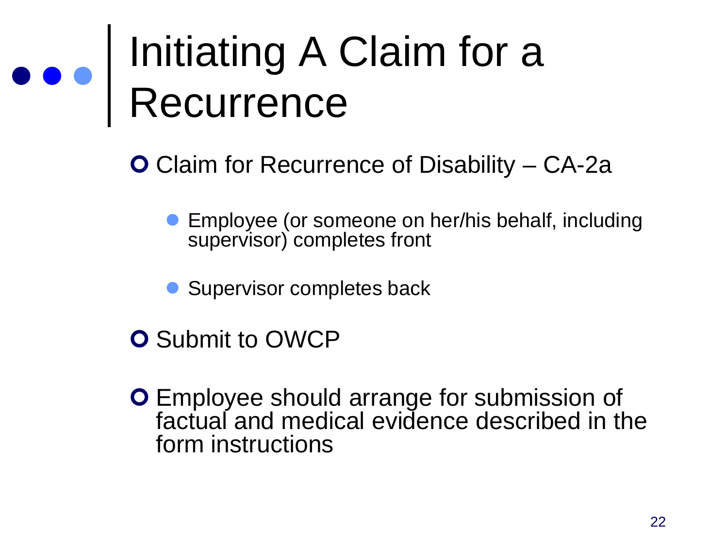# Initiating A Claim for a Recurrence

- Claim for Recurrence of Disability – CA-2a
  - Employee (or someone on her/his behalf, including supervisor) completes front
  - Supervisor completes back
- Submit to OWCP
- Employee should arrange for submission of factual and medical evidence described in the form instructions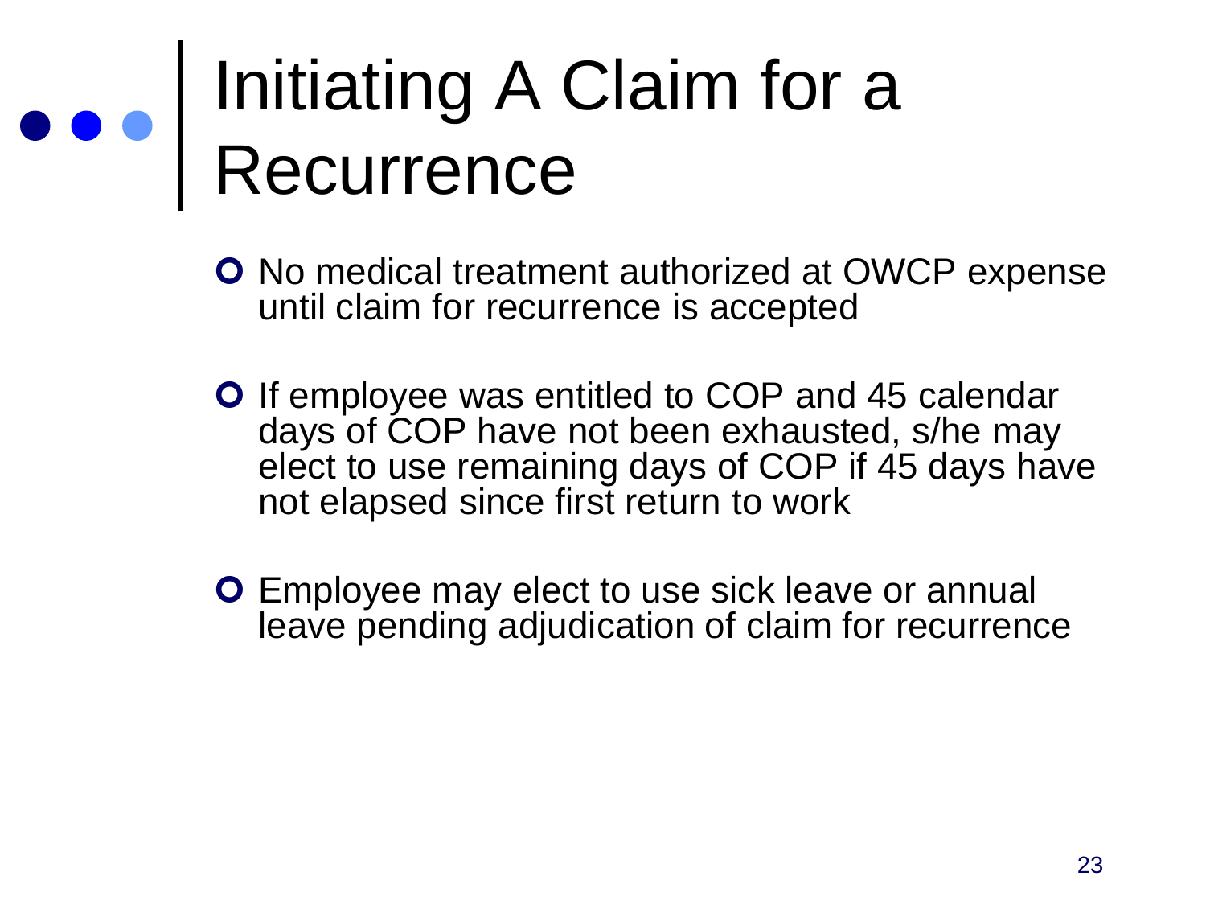# Initiating A Claim for a Recurrence

- No medical treatment authorized at OWCP expense until claim for recurrence is accepted
- If employee was entitled to COP and 45 calendar days of COP have not been exhausted, s/he may elect to use remaining days of COP if 45 days have not elapsed since first return to work
- Employee may elect to use sick leave or annual leave pending adjudication of claim for recurrence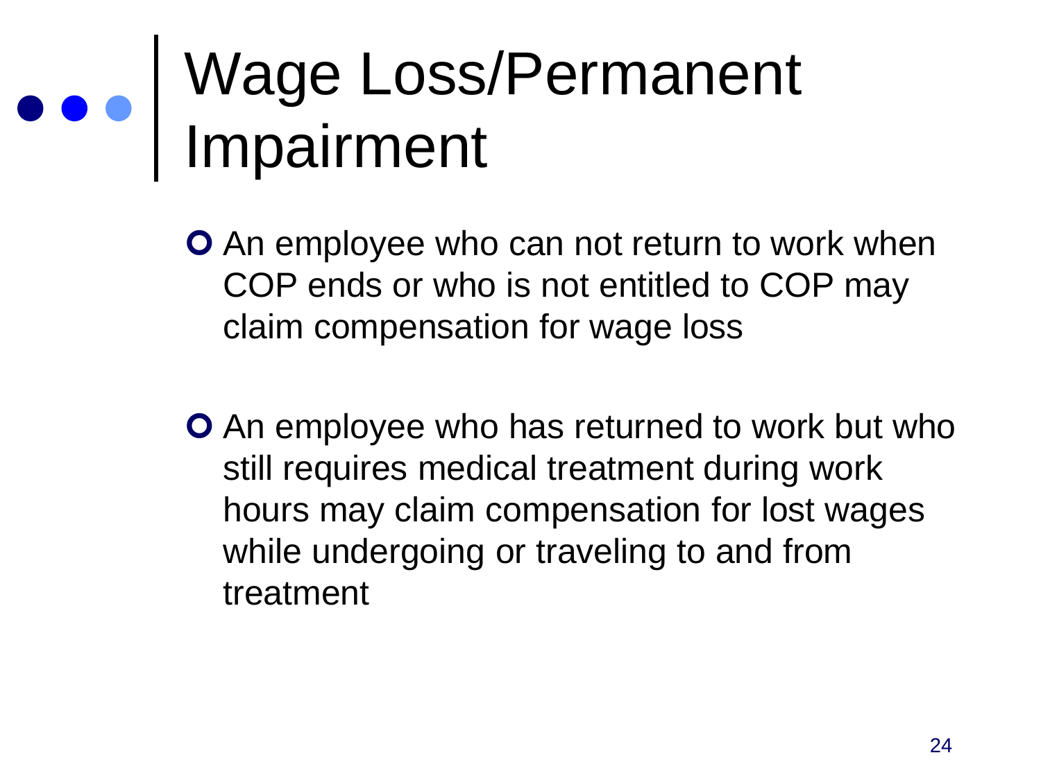# Wage Loss/Permanent Impairment

- An employee who can not return to work when COP ends or who is not entitled to COP may claim compensation for wage loss

- An employee who has returned to work but who still requires medical treatment during work hours may claim compensation for lost wages while undergoing or traveling to and from treatment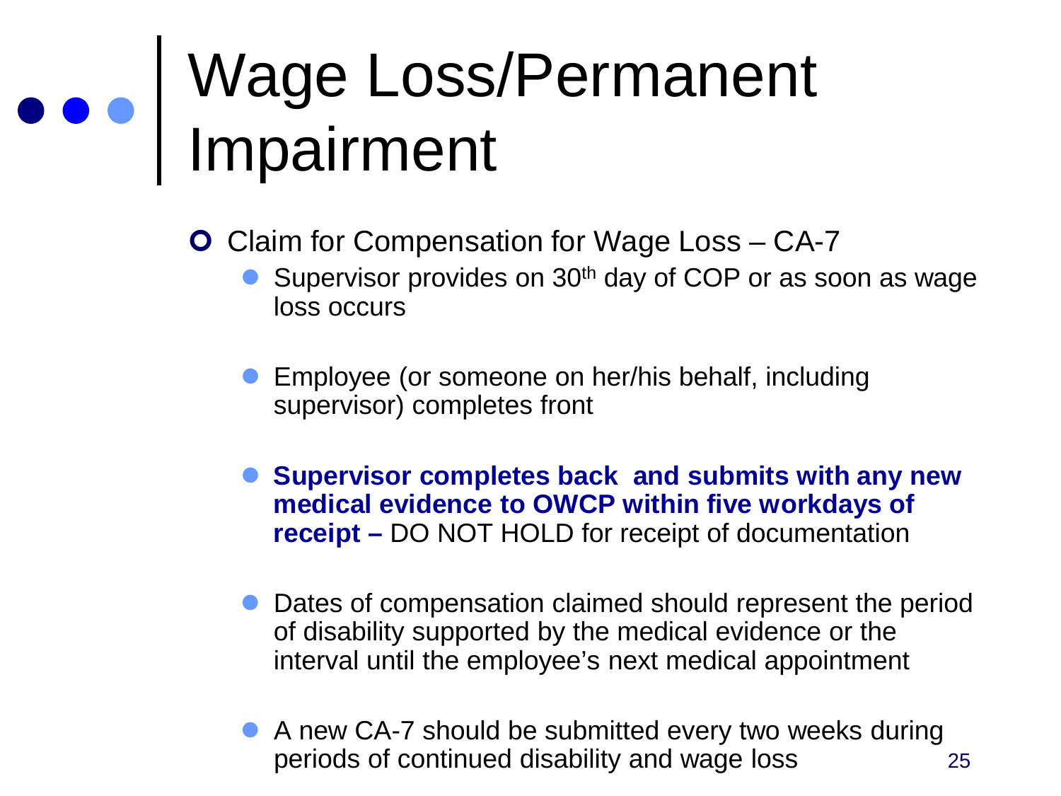# Wage Loss/Permanent Impairment

- Claim for Compensation for Wage Loss – CA-7
  - Supervisor provides on 30th day of COP or as soon as wage loss occurs
  - Employee (or someone on her/his behalf, including supervisor) completes front
  - **Supervisor completes back and submits with any new medical evidence to OWCP within five workdays of receipt –** DO NOT HOLD for receipt of documentation
  - Dates of compensation claimed should represent the period of disability supported by the medical evidence or the interval until the employee's next medical appointment
  - A new CA-7 should be submitted every two weeks during periods of continued disability and wage loss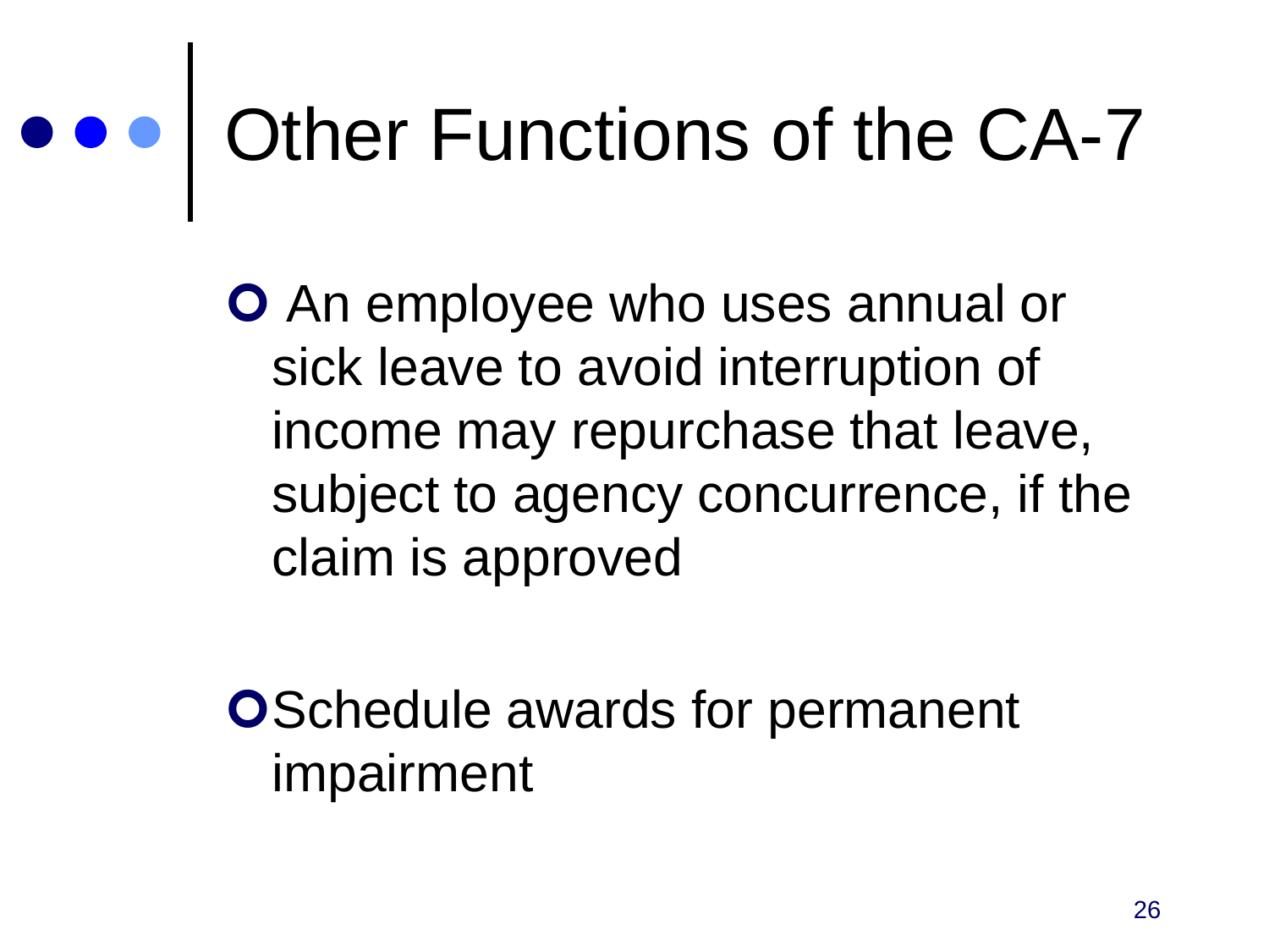# Other Functions of the CA-7

- An employee who uses annual or sick leave to avoid interruption of income may repurchase that leave, subject to agency concurrence, if the claim is approved

- Schedule awards for permanent impairment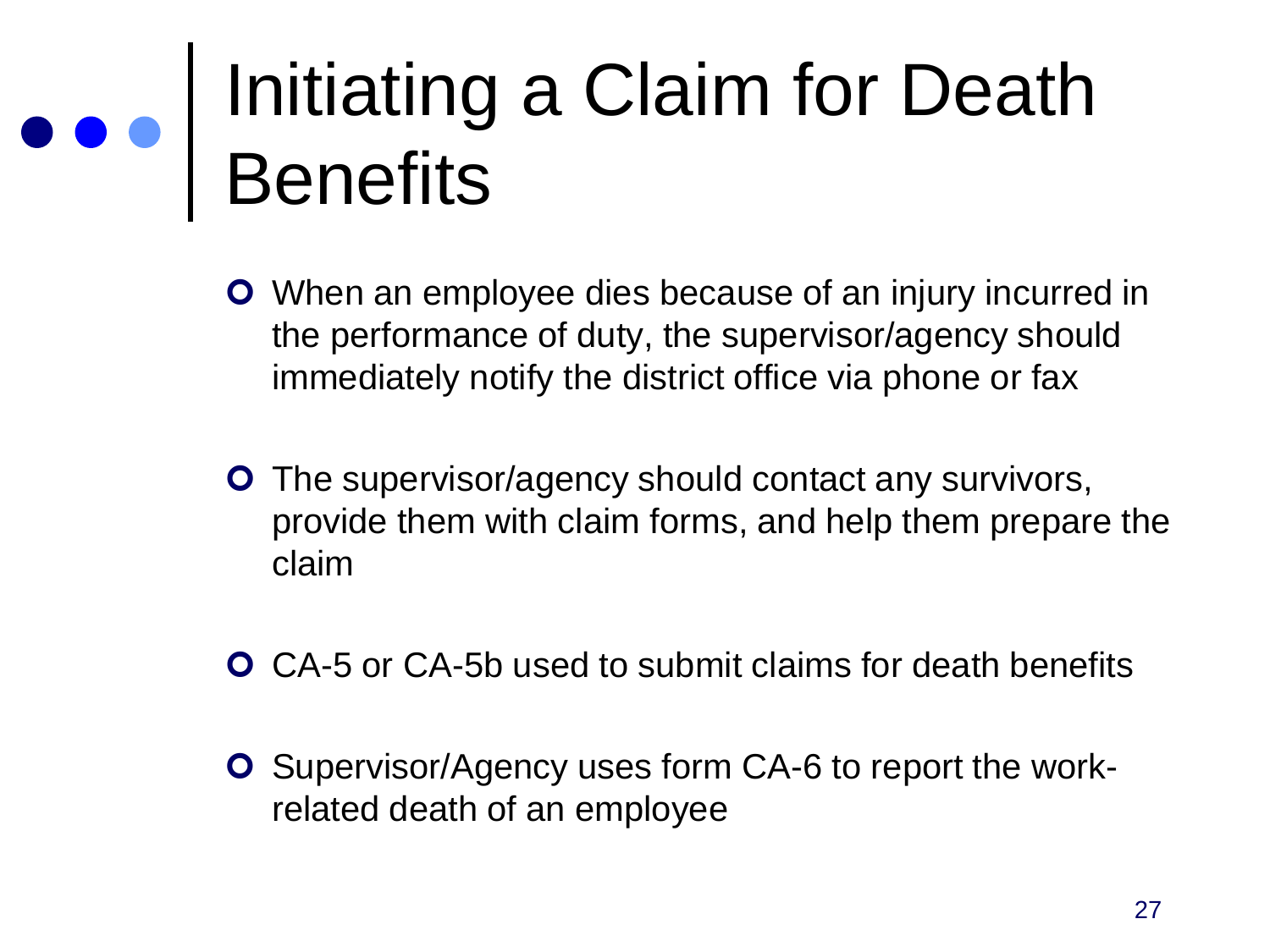# Initiating a Claim for Death Benefits

- When an employee dies because of an injury incurred in the performance of duty, the supervisor/agency should immediately notify the district office via phone or fax
- The supervisor/agency should contact any survivors, provide them with claim forms, and help them prepare the claim
- CA-5 or CA-5b used to submit claims for death benefits
- Supervisor/Agency uses form CA-6 to report the work-related death of an employee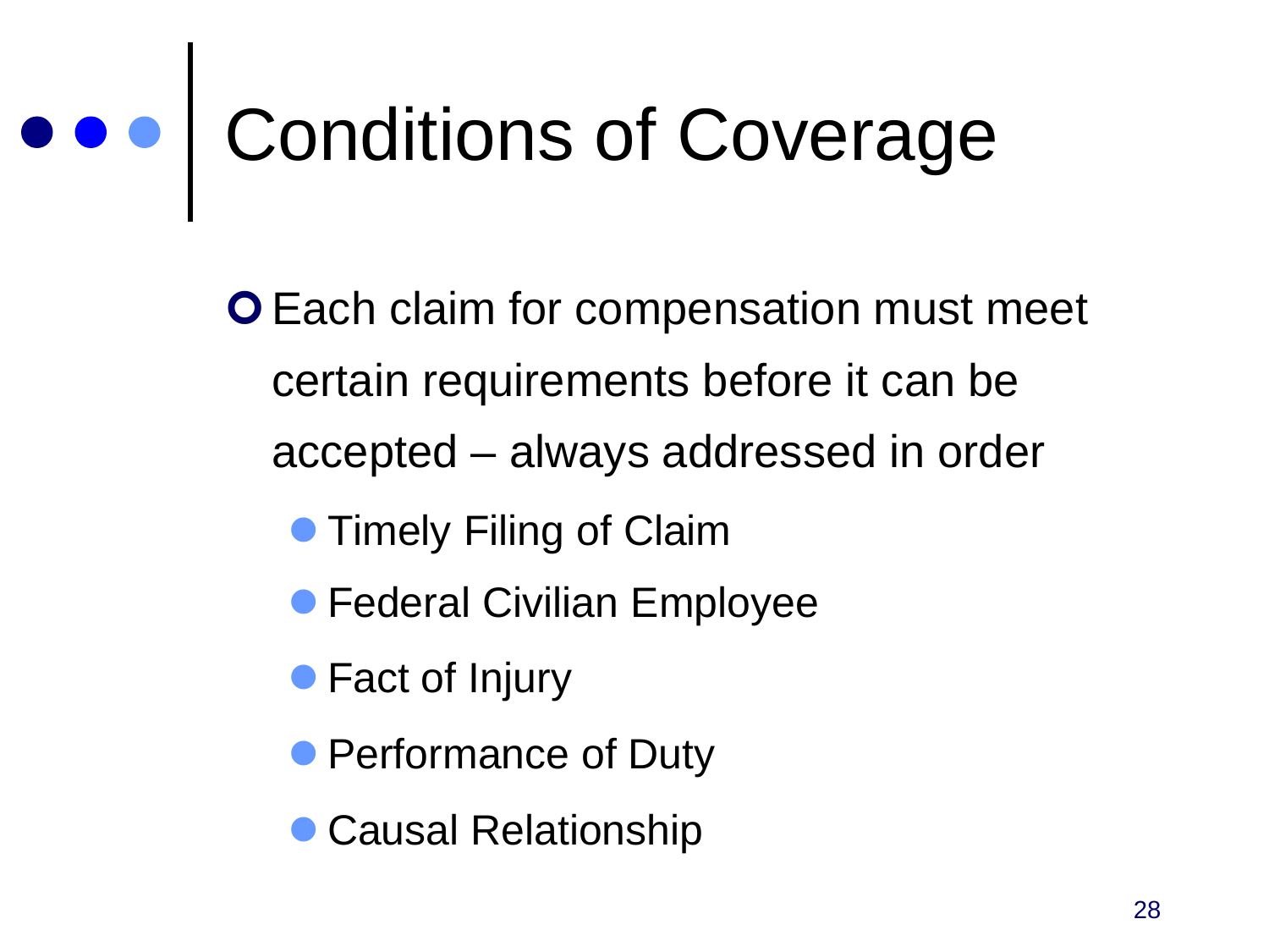# Conditions of Coverage

- Each claim for compensation must meet certain requirements before it can be accepted – always addressed in order
  - Timely Filing of Claim
  - Federal Civilian Employee
  - Fact of Injury
  - Performance of Duty
  - Causal Relationship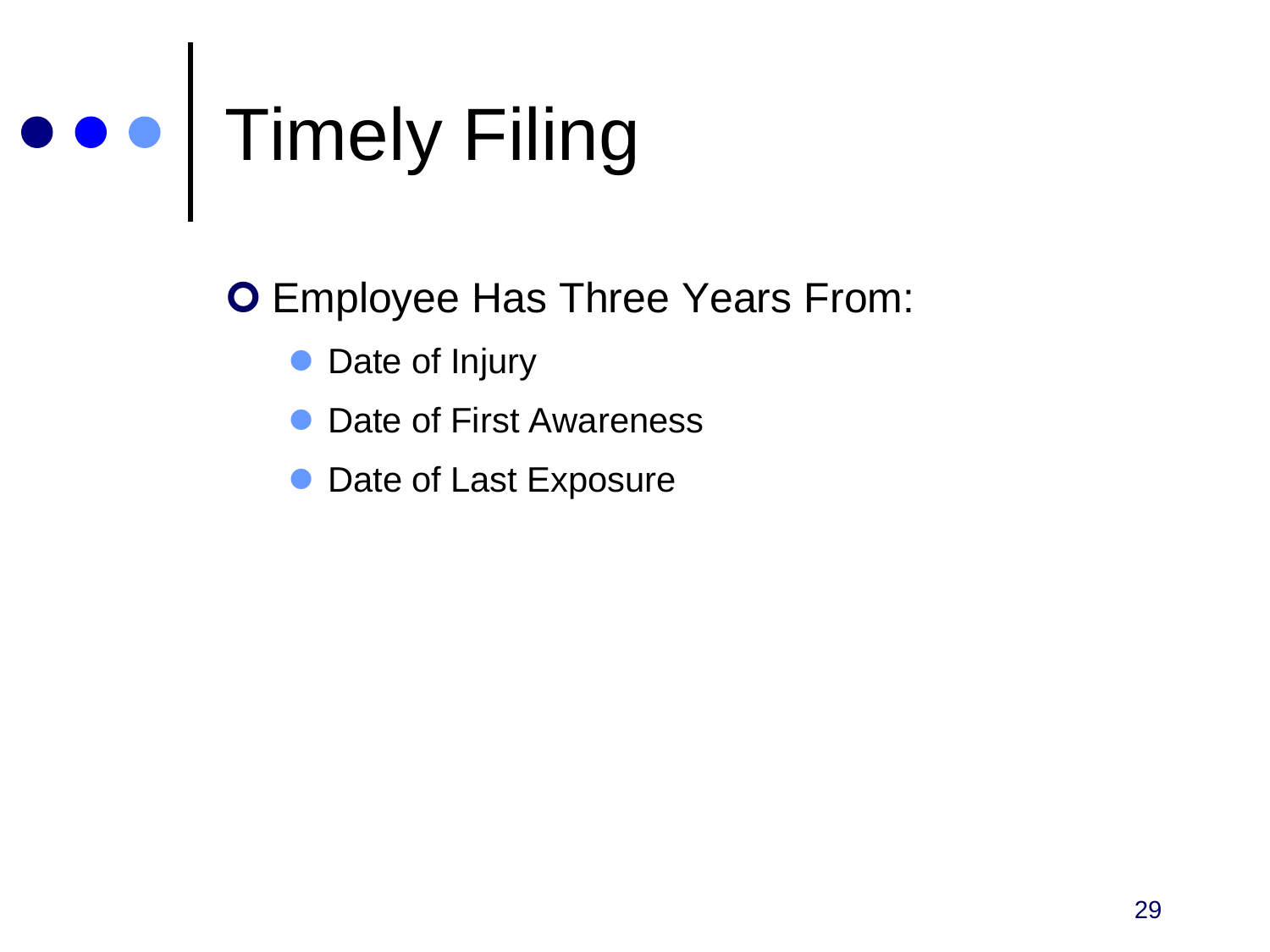# Timely Filing

- Employee Has Three Years From:
  - Date of Injury
  - Date of First Awareness
  - Date of Last Exposure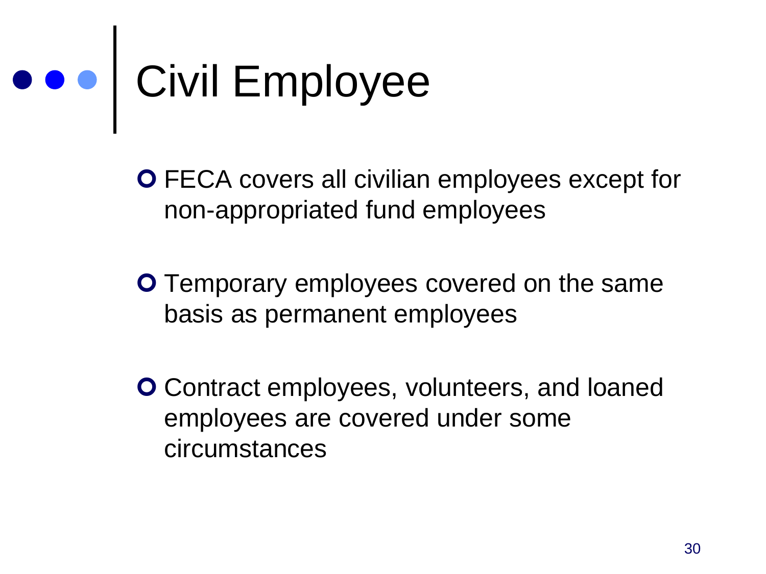# Civil Employee

- FECA covers all civilian employees except for non-appropriated fund employees
- Temporary employees covered on the same basis as permanent employees
- Contract employees, volunteers, and loaned employees are covered under some circumstances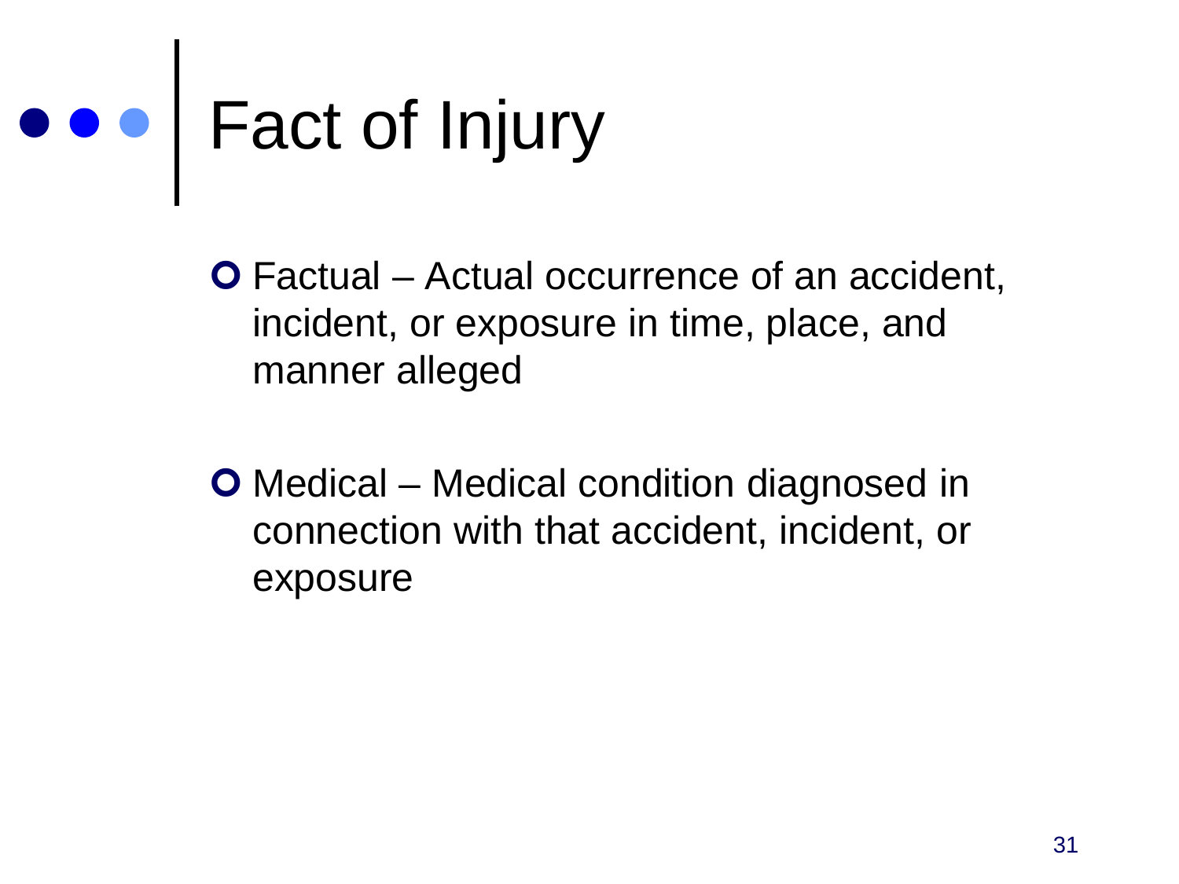# Fact of Injury

- Factual – Actual occurrence of an accident, incident, or exposure in time, place, and manner alleged

- Medical – Medical condition diagnosed in connection with that accident, incident, or exposure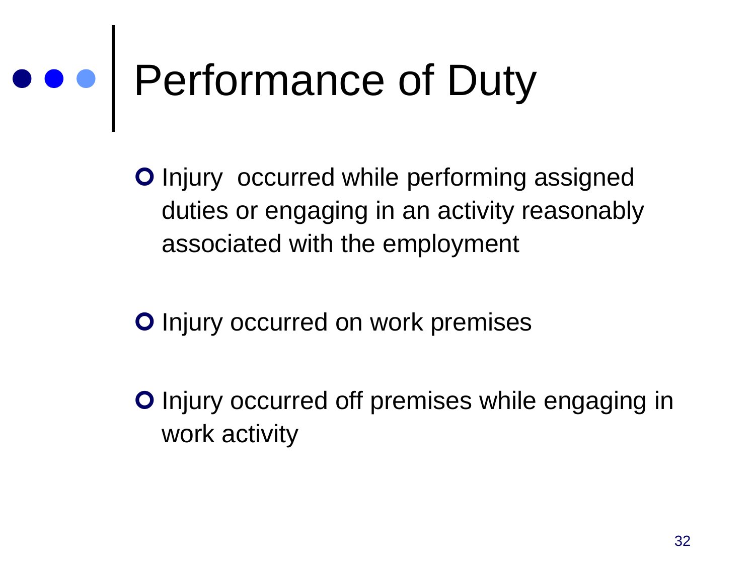# Performance of Duty

- Injury occurred while performing assigned duties or engaging in an activity reasonably associated with the employment

- Injury occurred on work premises

- Injury occurred off premises while engaging in work activity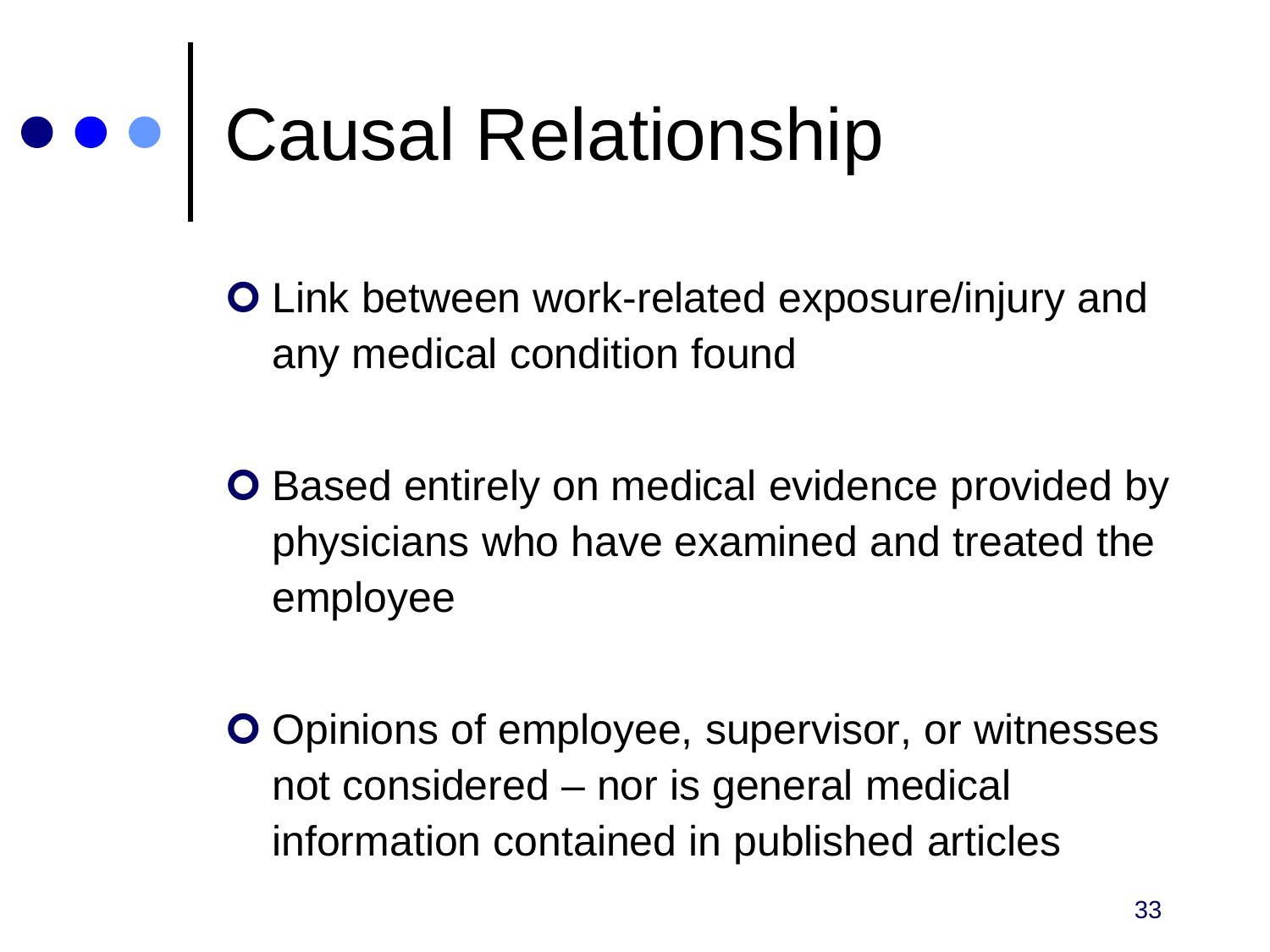# Causal Relationship

- Link between work-related exposure/injury and any medical condition found
- Based entirely on medical evidence provided by physicians who have examined and treated the employee
- Opinions of employee, supervisor, or witnesses not considered – nor is general medical information contained in published articles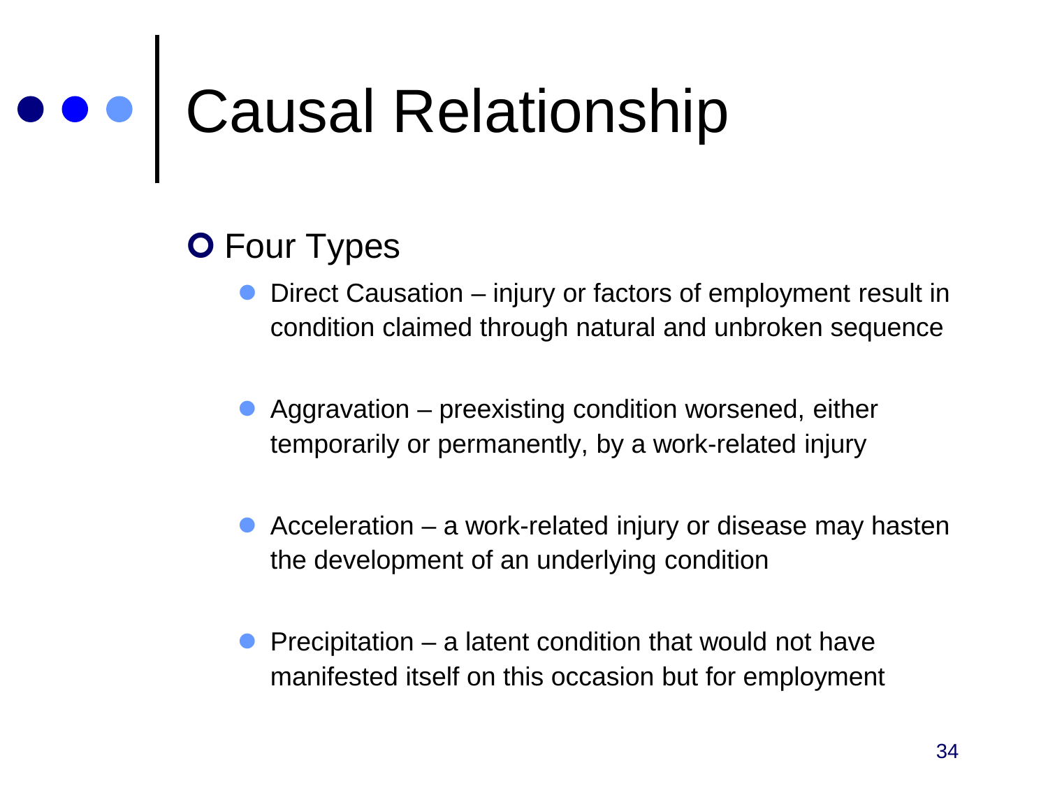# Causal Relationship

- Four Types
  - Direct Causation – injury or factors of employment result in condition claimed through natural and unbroken sequence
  - Aggravation – preexisting condition worsened, either temporarily or permanently, by a work-related injury
  - Acceleration – a work-related injury or disease may hasten the development of an underlying condition
  - Precipitation – a latent condition that would not have manifested itself on this occasion but for employment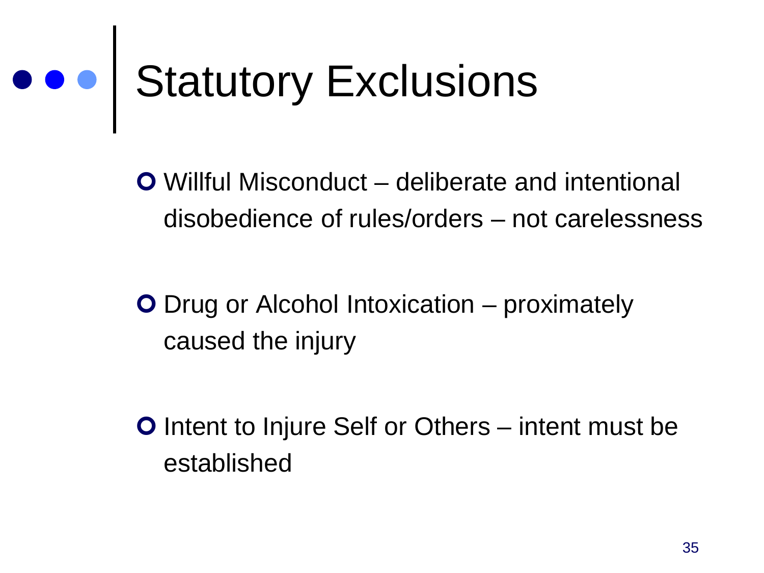# Statutory Exclusions

- Willful Misconduct – deliberate and intentional disobedience of rules/orders – not carelessness

- Drug or Alcohol Intoxication – proximately caused the injury

- Intent to Injure Self or Others – intent must be established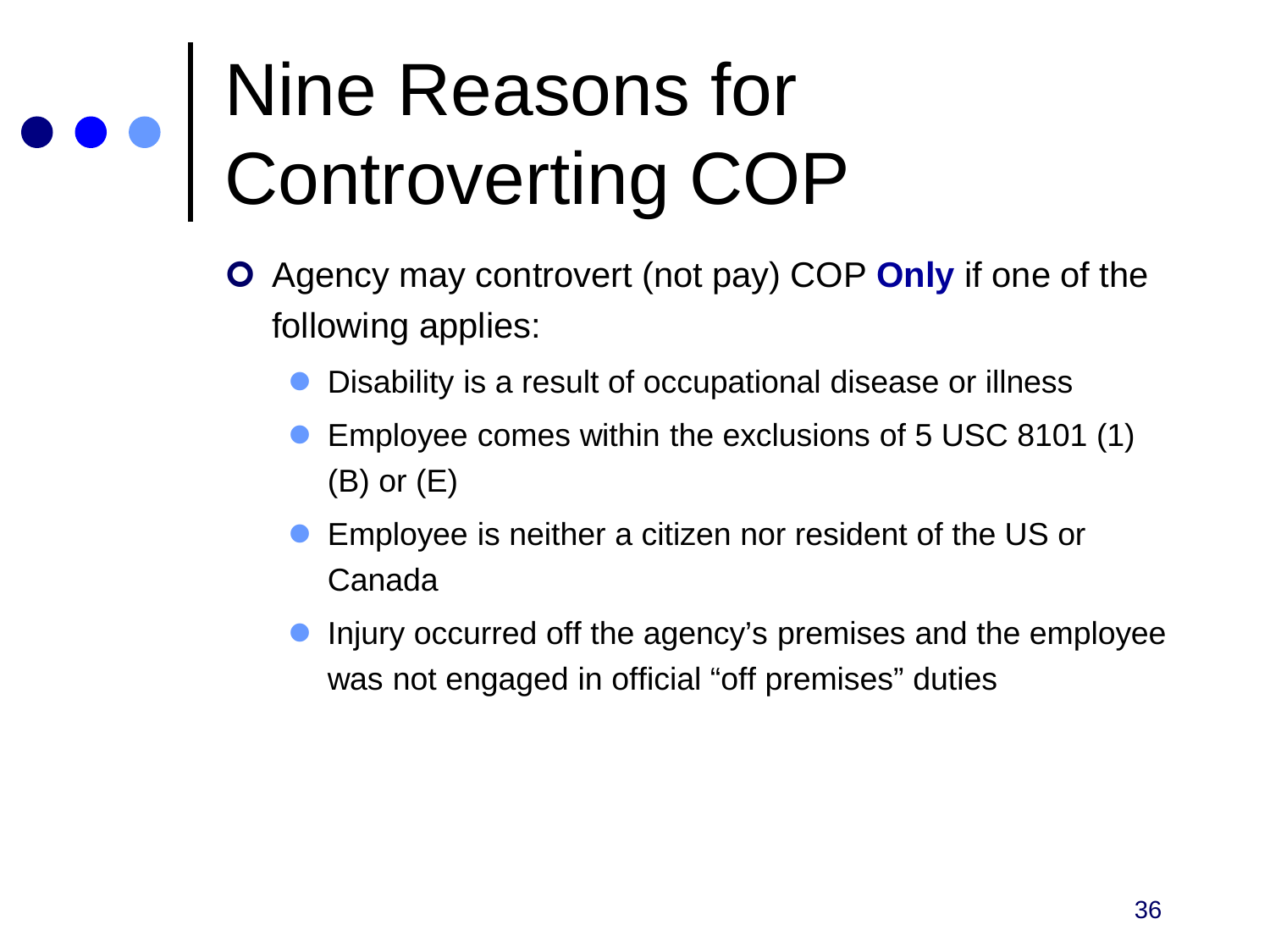# Nine Reasons for Controverting COP

- Agency may controvert (not pay) COP **Only** if one of the following applies:
  - Disability is a result of occupational disease or illness
  - Employee comes within the exclusions of 5 USC 8101 (1) (B) or (E)
  - Employee is neither a citizen nor resident of the US or Canada
  - Injury occurred off the agency's premises and the employee was not engaged in official "off premises" duties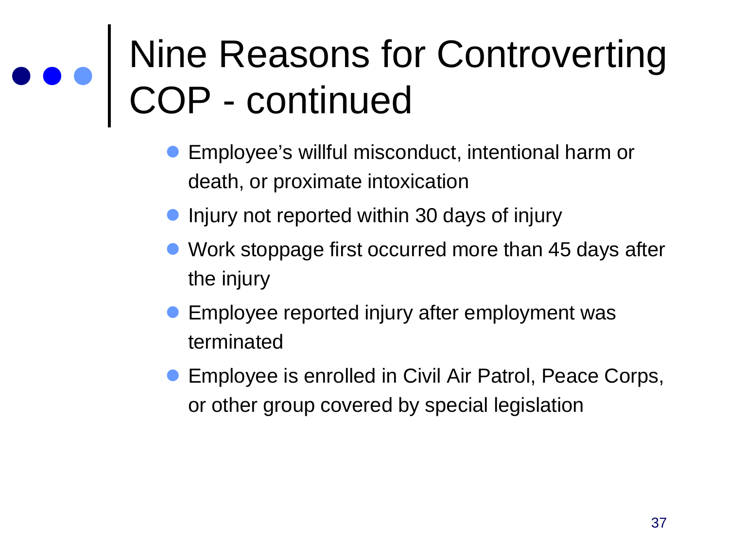# Nine Reasons for Controverting COP - continued

- Employee's willful misconduct, intentional harm or death, or proximate intoxication
- Injury not reported within 30 days of injury
- Work stoppage first occurred more than 45 days after the injury
- Employee reported injury after employment was terminated
- Employee is enrolled in Civil Air Patrol, Peace Corps, or other group covered by special legislation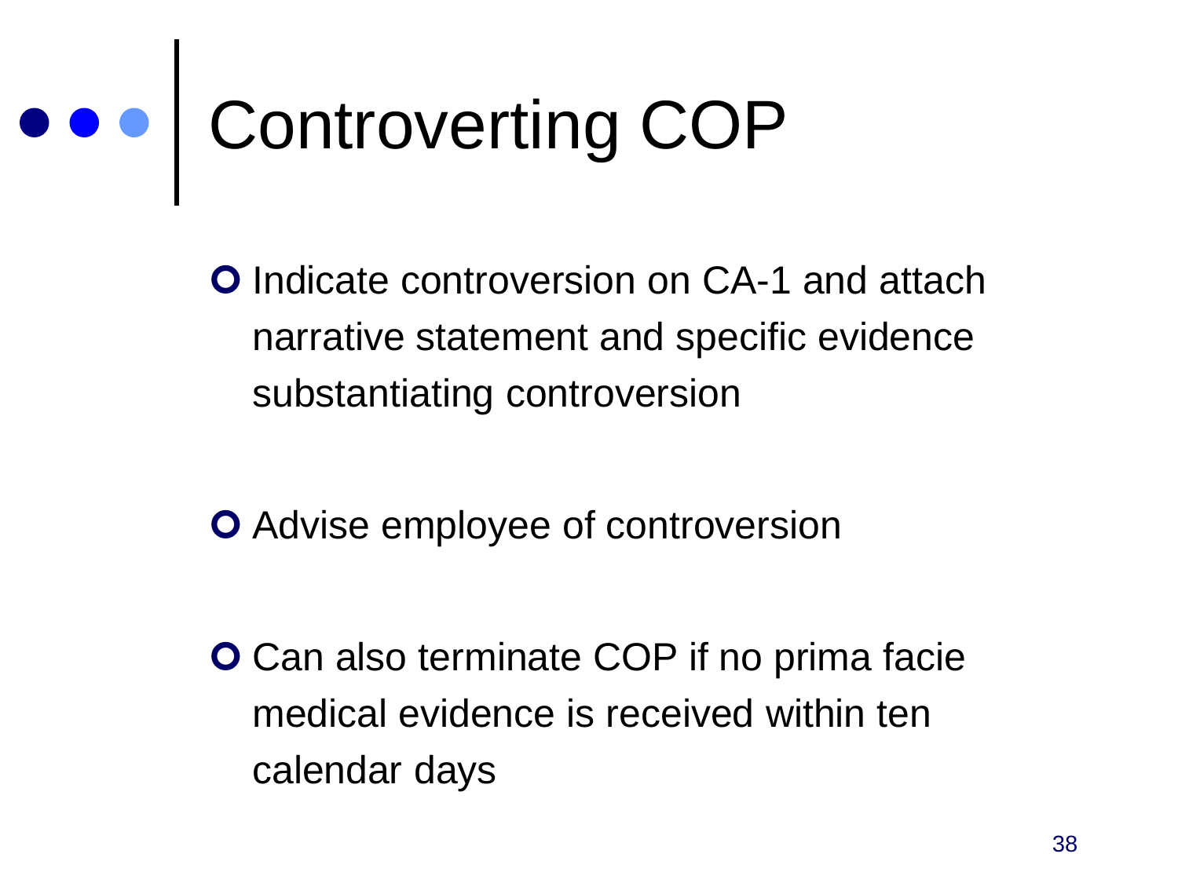# Controverting COP

- Indicate controversion on CA-1 and attach narrative statement and specific evidence substantiating controversion
- Advise employee of controversion
- Can also terminate COP if no prima facie medical evidence is received within ten calendar days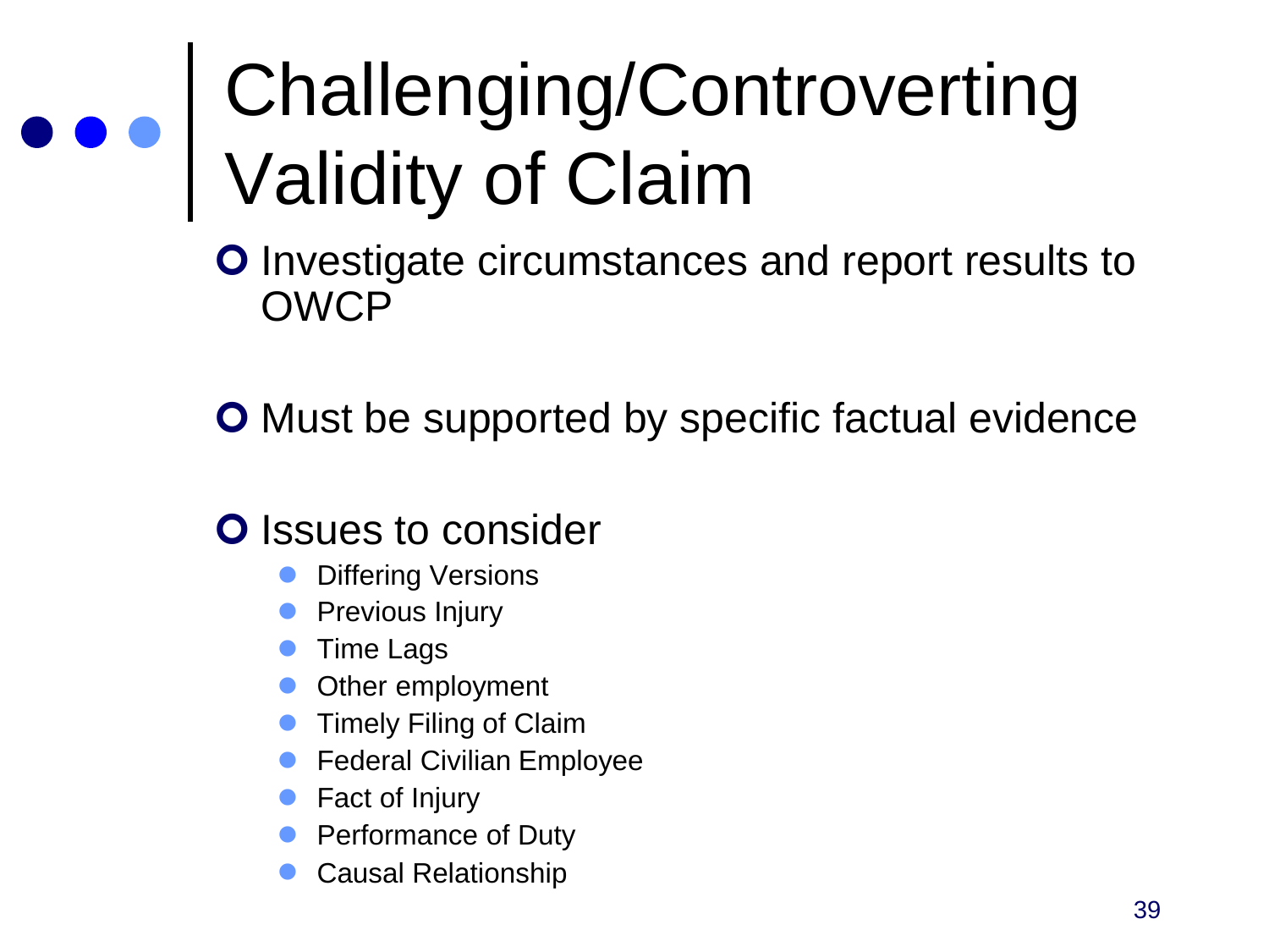# Challenging/Controverting Validity of Claim

- Investigate circumstances and report results to OWCP

- Must be supported by specific factual evidence

- Issues to consider
  - Differing Versions
  - Previous Injury
  - Time Lags
  - Other employment
  - Timely Filing of Claim
  - Federal Civilian Employee
  - Fact of Injury
  - Performance of Duty
  - Causal Relationship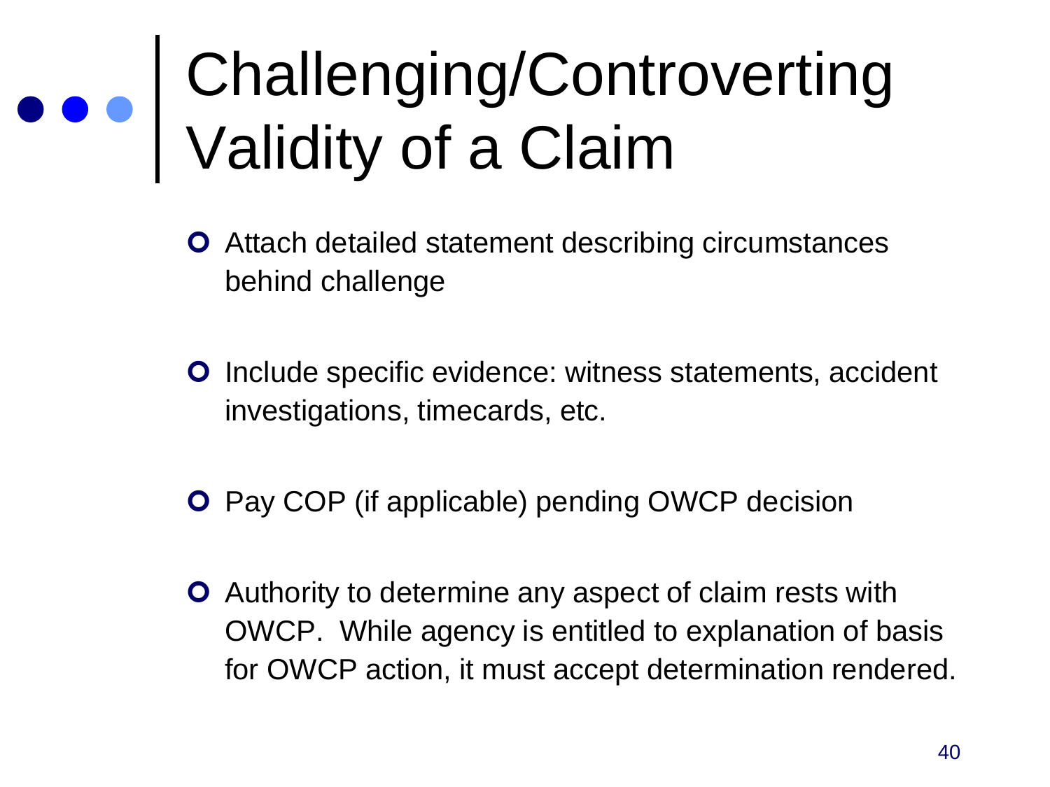# Challenging/Controverting Validity of a Claim

- Attach detailed statement describing circumstances behind challenge
- Include specific evidence: witness statements, accident investigations, timecards, etc.
- Pay COP (if applicable) pending OWCP decision
- Authority to determine any aspect of claim rests with OWCP. While agency is entitled to explanation of basis for OWCP action, it must accept determination rendered.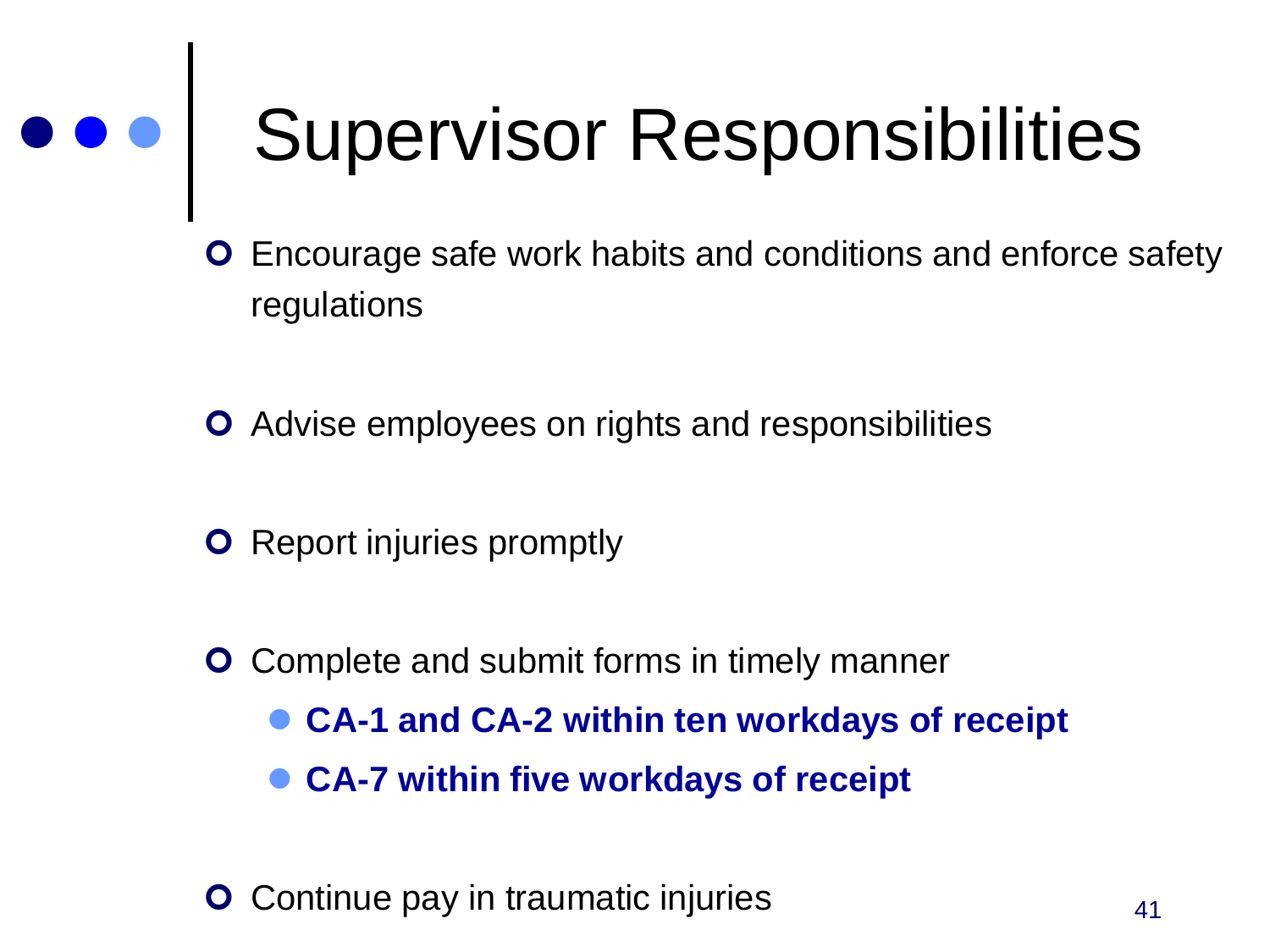# Supervisor Responsibilities

- Encourage safe work habits and conditions and enforce safety regulations
- Advise employees on rights and responsibilities
- Report injuries promptly
- Complete and submit forms in timely manner
  - **CA-1 and CA-2 within ten workdays of receipt**
  - **CA-7 within five workdays of receipt**
- Continue pay in traumatic injuries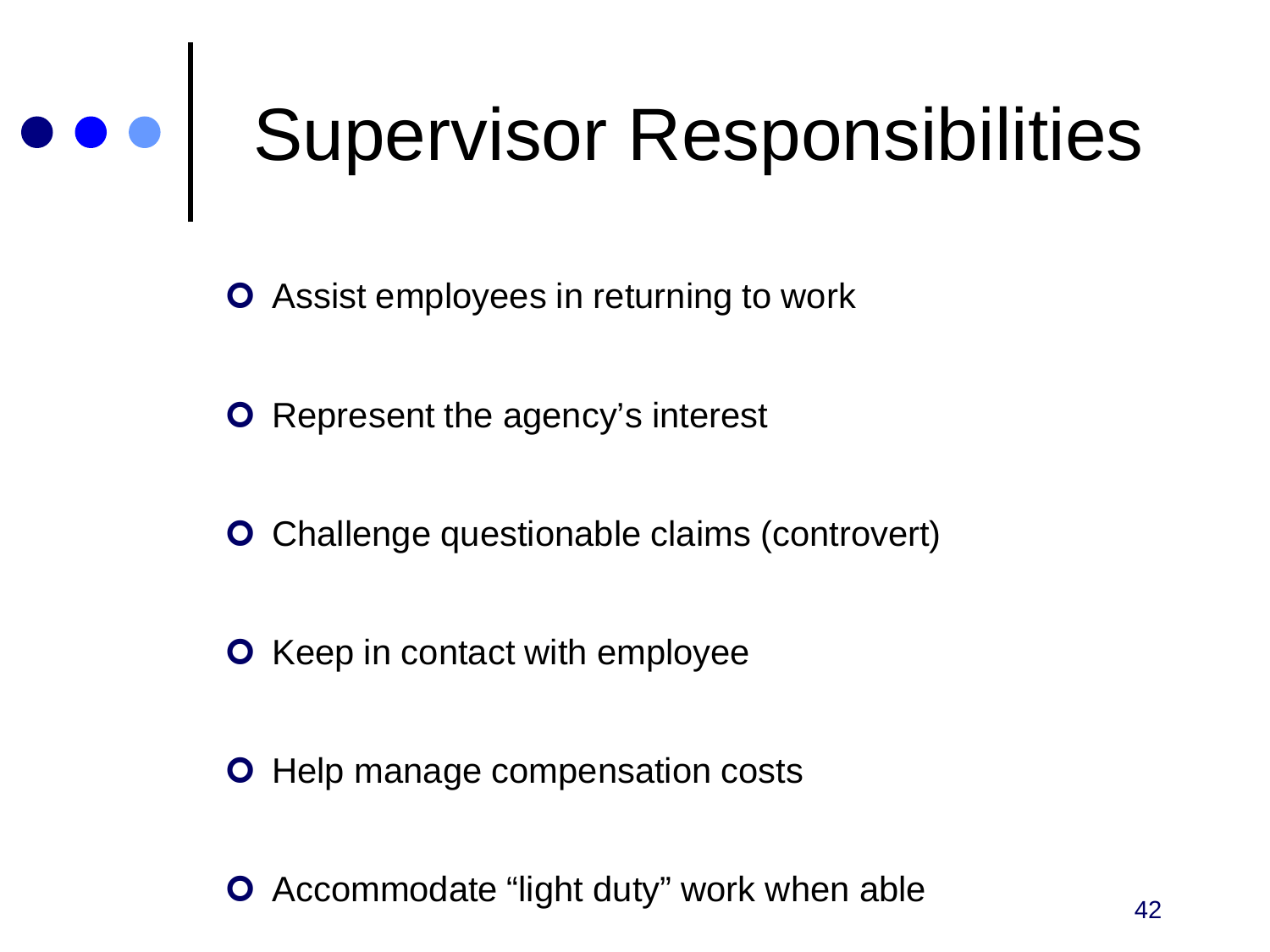# Supervisor Responsibilities

- Assist employees in returning to work
- Represent the agency’s interest
- Challenge questionable claims (controvert)
- Keep in contact with employee
- Help manage compensation costs
- Accommodate “light duty” work when able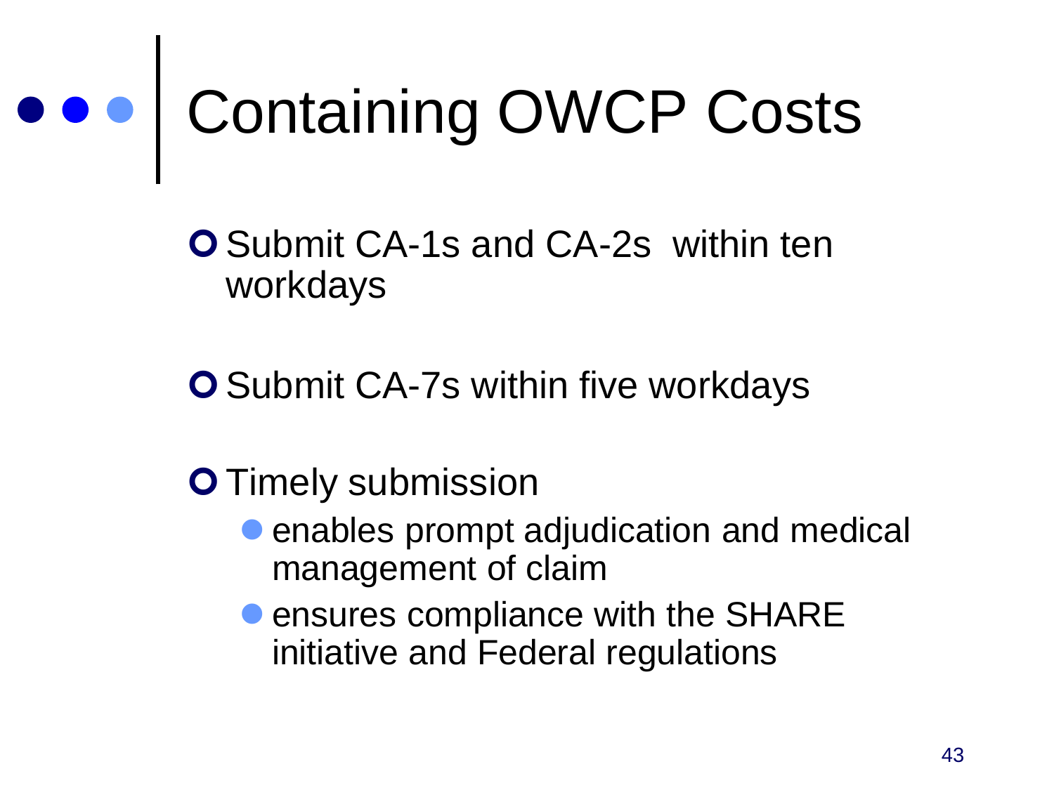# Containing OWCP Costs

- Submit CA-1s and CA-2s within ten workdays

- Submit CA-7s within five workdays

- Timely submission
  - enables prompt adjudication and medical management of claim
  - ensures compliance with the SHARE initiative and Federal regulations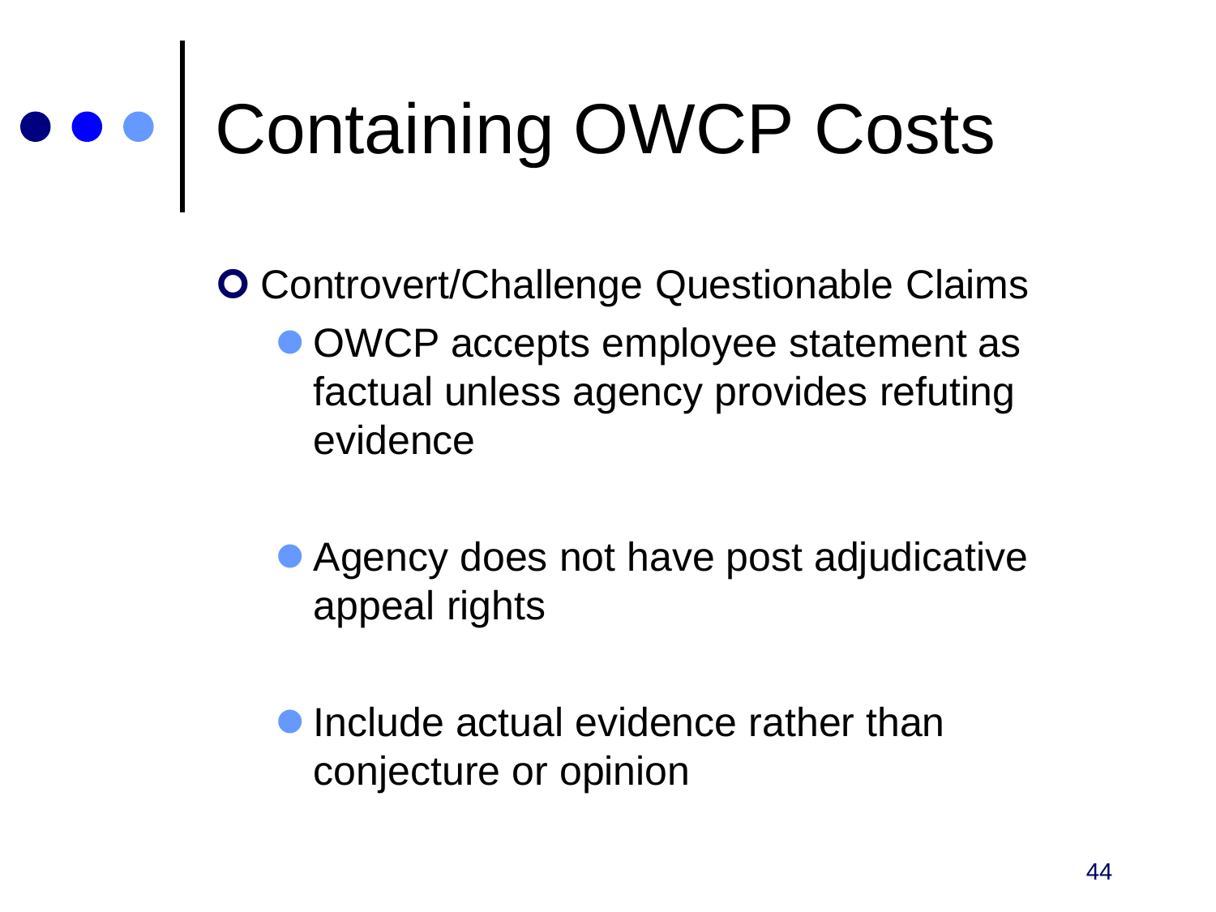# Containing OWCP Costs

- Controvert/Challenge Questionable Claims
  - OWCP accepts employee statement as factual unless agency provides refuting evidence
  - Agency does not have post adjudicative appeal rights
  - Include actual evidence rather than conjecture or opinion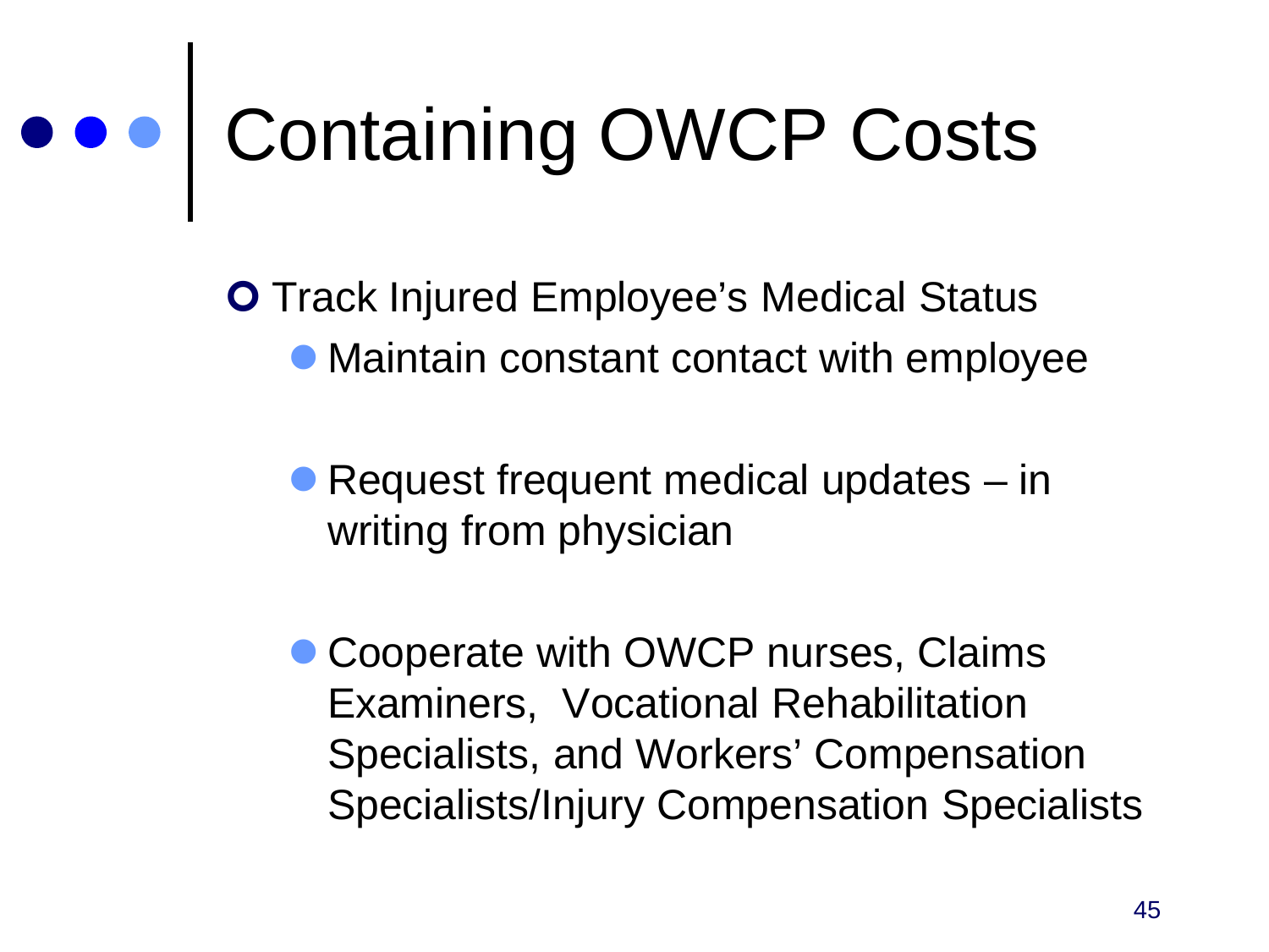# Containing OWCP Costs

- Track Injured Employee's Medical Status
  - Maintain constant contact with employee
  - Request frequent medical updates – in writing from physician
  - Cooperate with OWCP nurses, Claims Examiners, Vocational Rehabilitation Specialists, and Workers' Compensation Specialists/Injury Compensation Specialists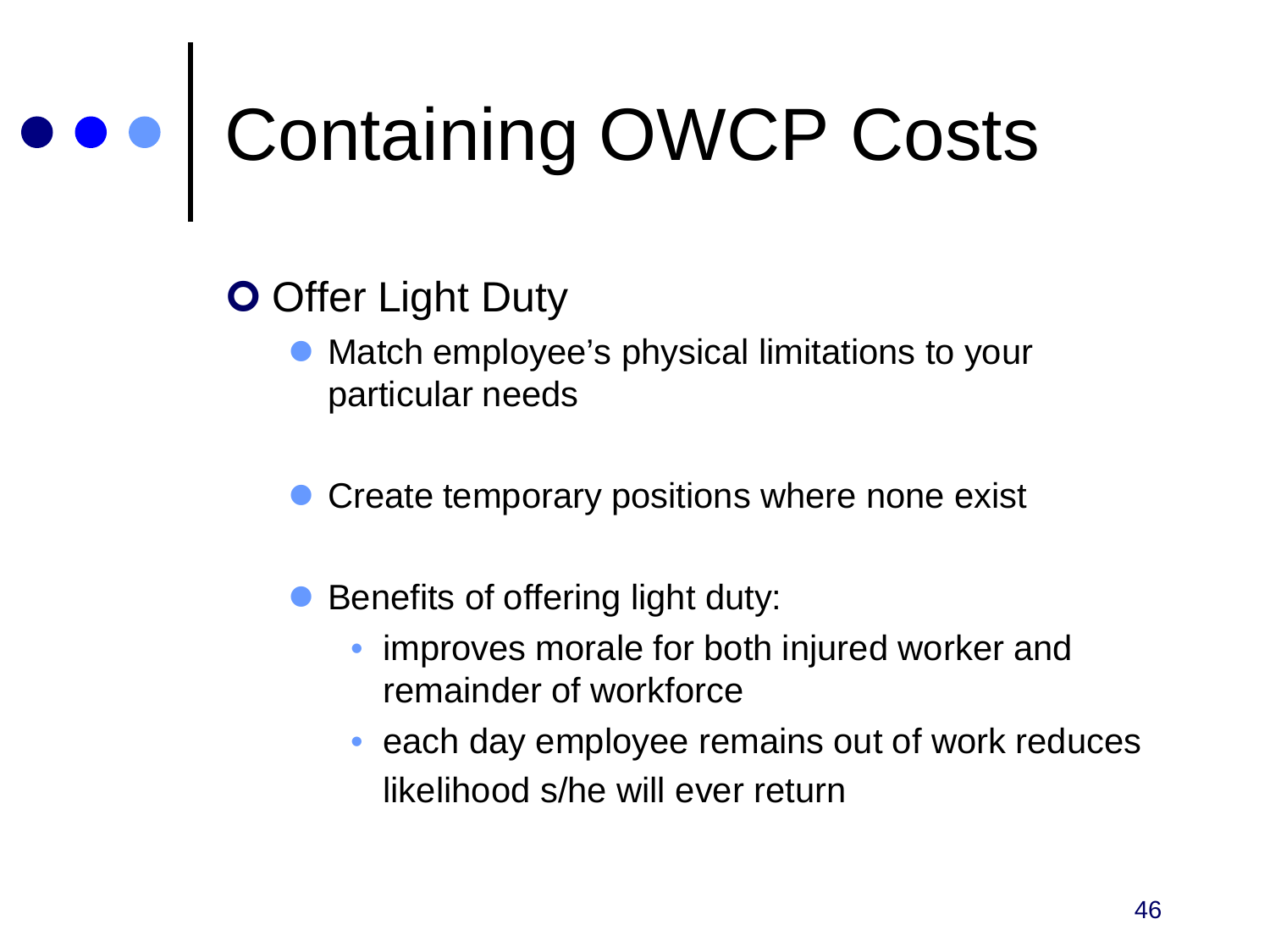# Containing OWCP Costs

- Offer Light Duty
  - Match employee's physical limitations to your particular needs
  - Create temporary positions where none exist
  - Benefits of offering light duty:
    - improves morale for both injured worker and remainder of workforce
    - each day employee remains out of work reduces likelihood s/he will ever return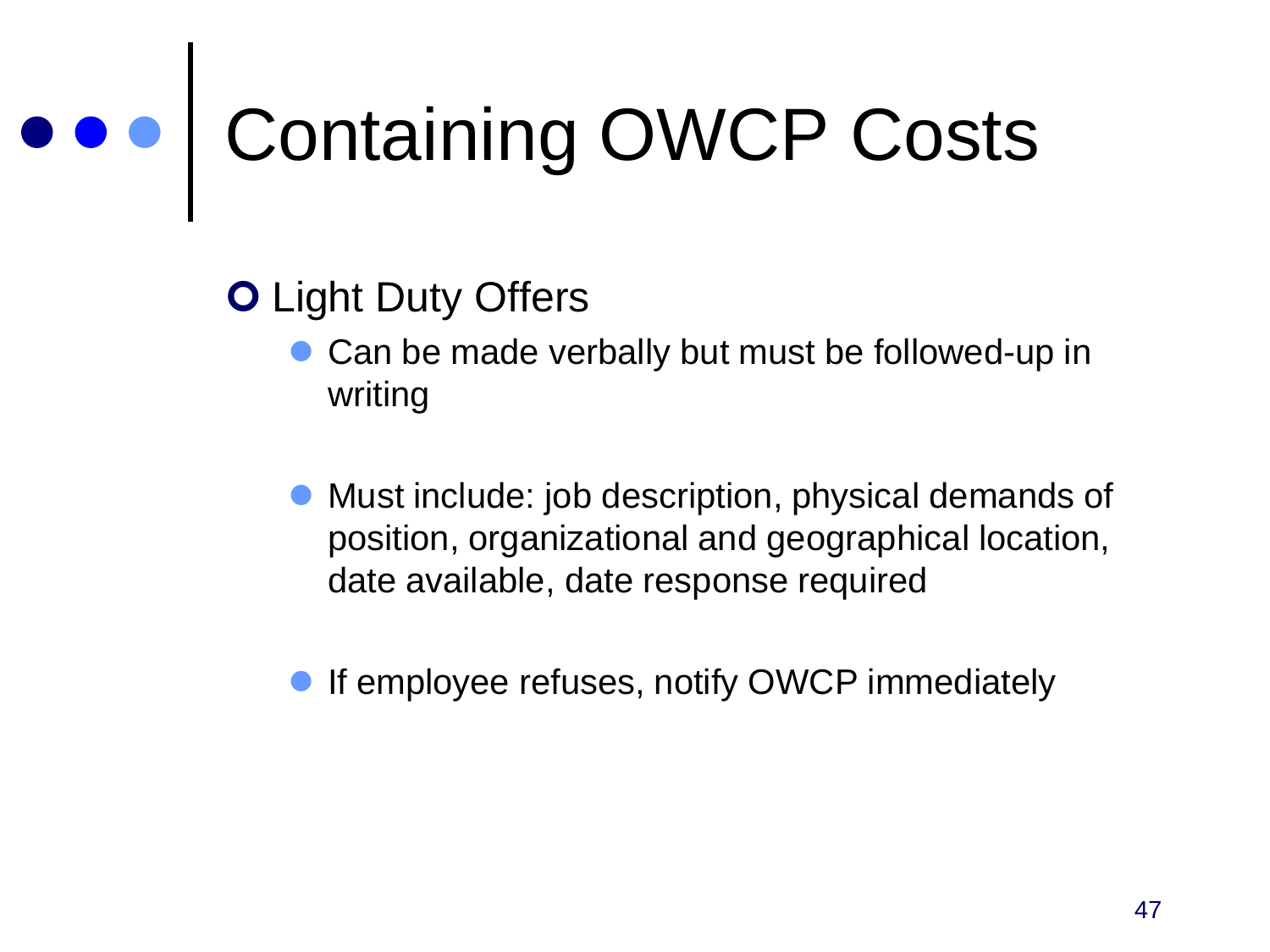# Containing OWCP Costs

- Light Duty Offers
  - Can be made verbally but must be followed-up in writing
  - Must include: job description, physical demands of position, organizational and geographical location, date available, date response required
  - If employee refuses, notify OWCP immediately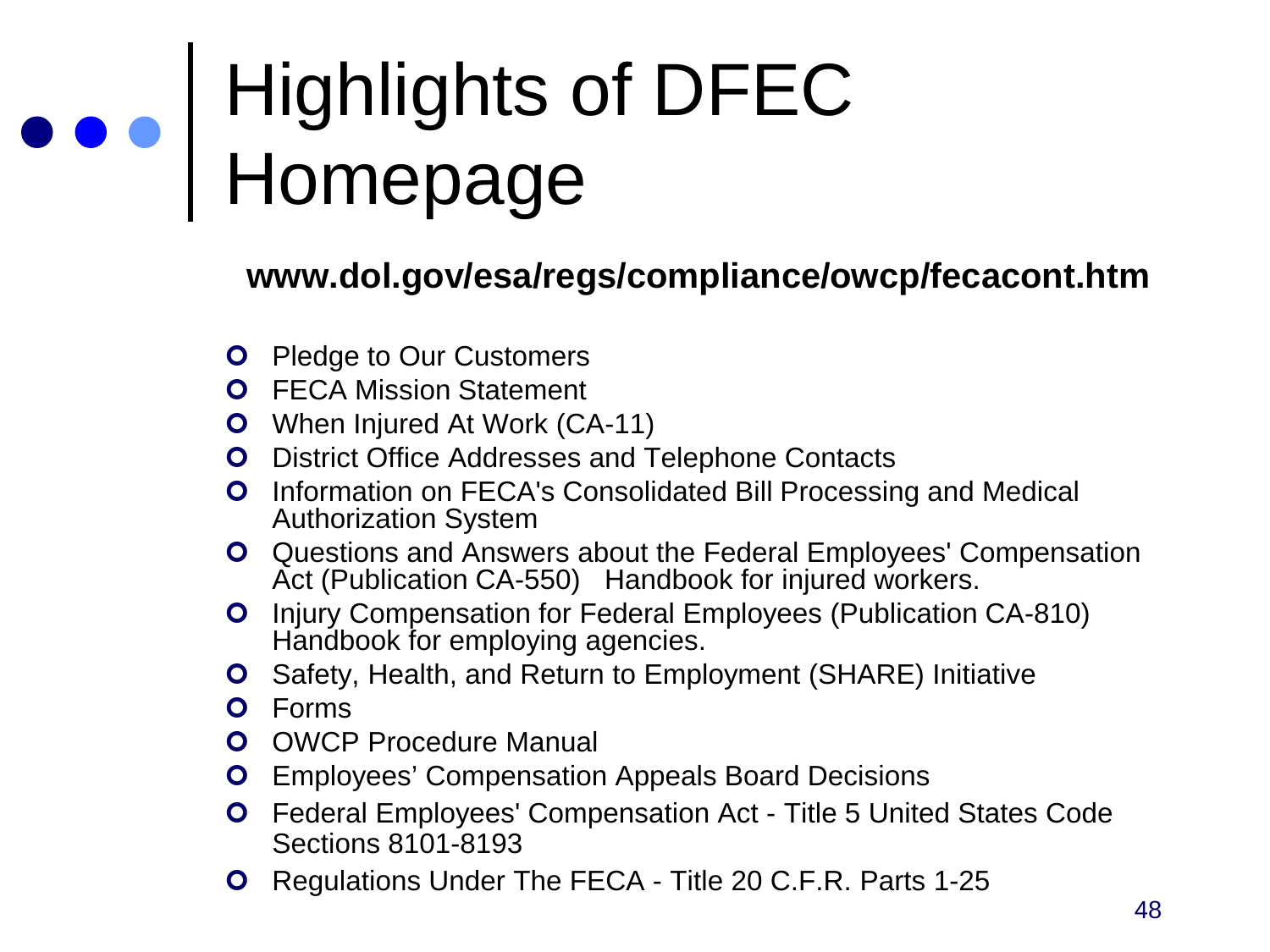# Highlights of DFEC Homepage

**www.dol.gov/esa/regs/compliance/owcp/fecacont.htm**

- Pledge to Our Customers
- FECA Mission Statement
- When Injured At Work (CA-11)
- District Office Addresses and Telephone Contacts
- Information on FECA's Consolidated Bill Processing and Medical Authorization System
- Questions and Answers about the Federal Employees' Compensation Act (Publication CA-550) Handbook for injured workers.
- Injury Compensation for Federal Employees (Publication CA-810) Handbook for employing agencies.
- Safety, Health, and Return to Employment (SHARE) Initiative
- Forms
- OWCP Procedure Manual
- Employees' Compensation Appeals Board Decisions
- Federal Employees' Compensation Act - Title 5 United States Code Sections 8101-8193
- Regulations Under The FECA - Title 20 C.F.R. Parts 1-25